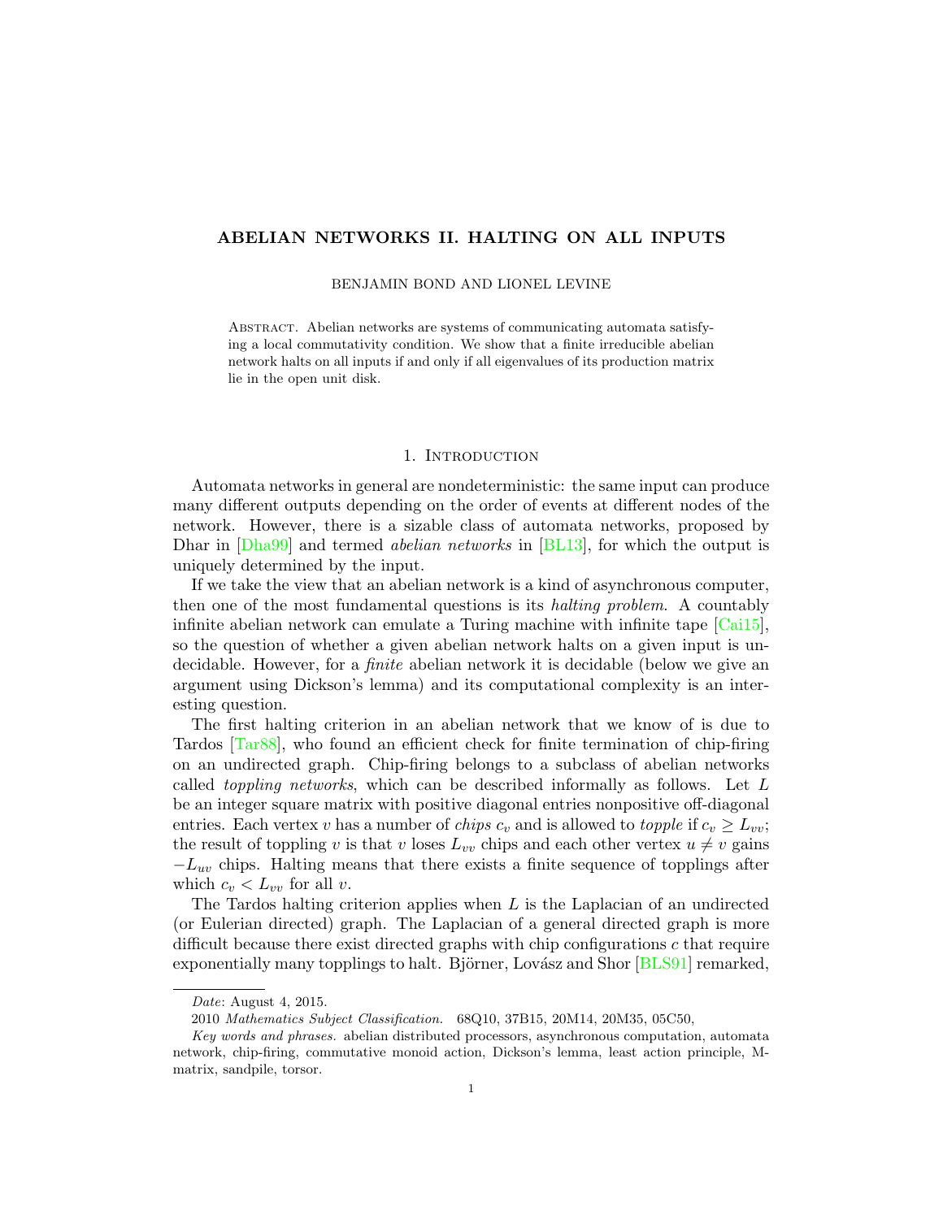# ABELIAN NETWORKS II. HALTING ON ALL INPUTS

BENJAMIN BOND AND LIONEL LEVINE

Abstract. Abelian networks are systems of communicating automata satisfying a local commutativity condition. We show that a finite irreducible abelian network halts on all inputs if and only if all eigenvalues of its production matrix lie in the open unit disk.

## 1. Introduction

Automata networks in general are nondeterministic: the same input can produce many different outputs depending on the order of events at different nodes of the network. However, there is a sizable class of automata networks, proposed by Dhar in [Dha99] and termed *abelian networks* in [BL13], for which the output is uniquely determined by the input.

If we take the view that an abelian network is a kind of asynchronous computer, then one of the most fundamental questions is its *halting problem*. A countably infinite abelian network can emulate a Turing machine with infinite tape [Cai15], so the question of whether a given abelian network halts on a given input is undecidable. However, for a *finite* abelian network it is decidable (below we give an argument using Dickson's lemma) and its computational complexity is an interesting question.

The first halting criterion in an abelian network that we know of is due to Tardos [Tar88], who found an efficient check for finite termination of chip-firing on an undirected graph. Chip-firing belongs to a subclass of abelian networks called *toppling networks*, which can be described informally as follows. Let $L$ be an integer square matrix with positive diagonal entries nonpositive off-diagonal entries. Each vertex $v$ has a number of *chips* $c_v$ and is allowed to *topple* if $c_v \geq L_{vv}$; the result of toppling $v$ is that $v$ loses $L_{vv}$ chips and each other vertex $u \neq v$ gains $-L_{uv}$ chips. Halting means that there exists a finite sequence of topplings after which $c_v < L_{vv}$ for all $v$.

The Tardos halting criterion applies when $L$ is the Laplacian of an undirected (or Eulerian directed) graph. The Laplacian of a general directed graph is more difficult because there exist directed graphs with chip configurations $c$ that require exponentially many topplings to halt. Björner, Lovász and Shor [BLS91] remarked,

---

*Date*: August 4, 2015.

2010 *Mathematics Subject Classification.* 68Q10, 37B15, 20M14, 20M35, 05C50,

*Key words and phrases.* abelian distributed processors, asynchronous computation, automata network, chip-firing, commutative monoid action, Dickson's lemma, least action principle, M-matrix, sandpile, torsor.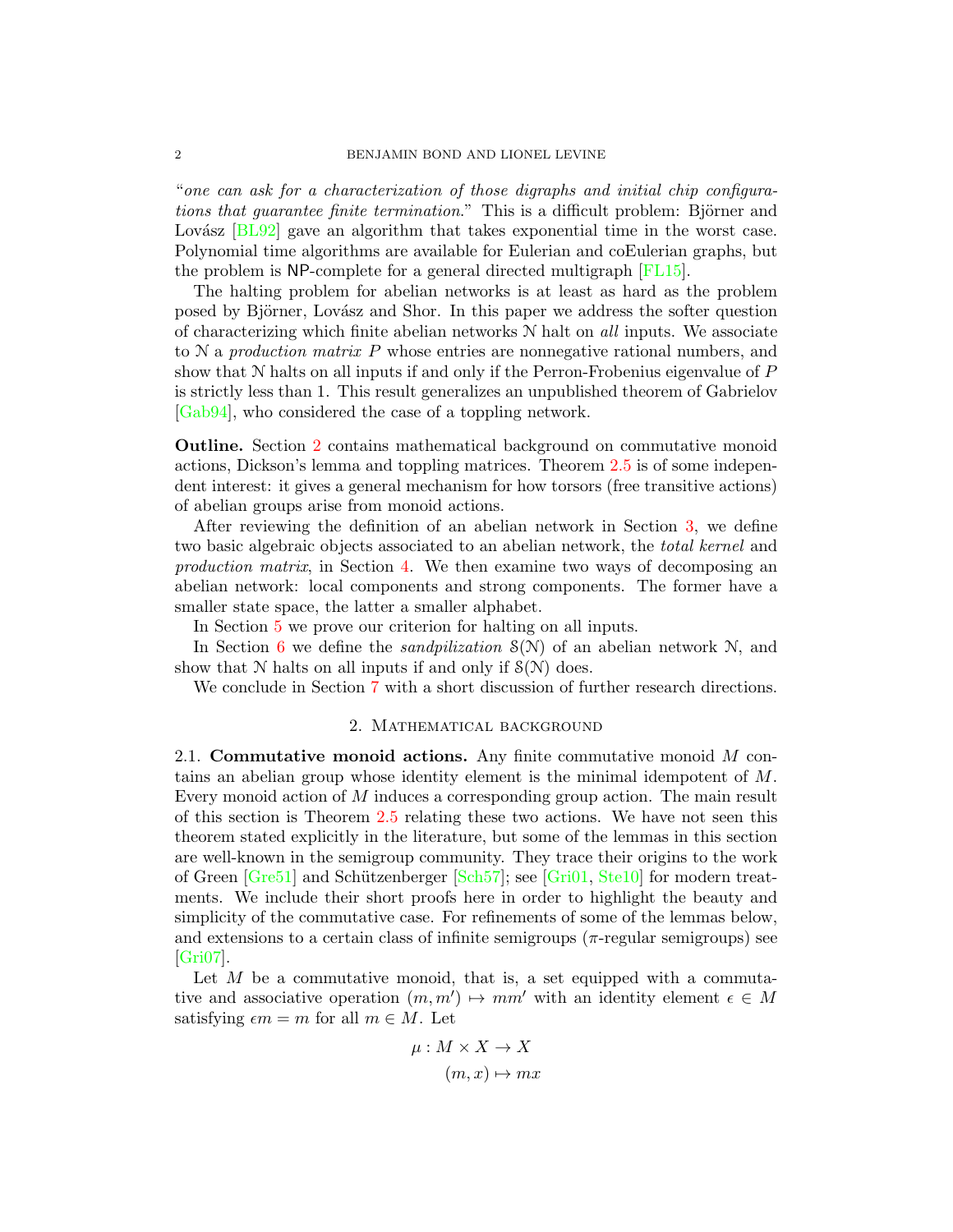"*one can ask for a characterization of those digraphs and initial chip configurations that guarantee finite termination.*" This is a difficult problem: Björner and Lovász [BL92] gave an algorithm that takes exponential time in the worst case. Polynomial time algorithms are available for Eulerian and coEulerian graphs, but the problem is NP-complete for a general directed multigraph [FL15].

The halting problem for abelian networks is at least as hard as the problem posed by Björner, Lovász and Shor. In this paper we address the softer question of characterizing which finite abelian networks $\mathcal{N}$ halt on *all* inputs. We associate to $\mathcal{N}$ a *production matrix* $P$ whose entries are nonnegative rational numbers, and show that $\mathcal{N}$ halts on all inputs if and only if the Perron-Frobenius eigenvalue of $P$ is strictly less than 1. This result generalizes an unpublished theorem of Gabrielov [Gab94], who considered the case of a toppling network.

**Outline.** Section 2 contains mathematical background on commutative monoid actions, Dickson's lemma and toppling matrices. Theorem 2.5 is of some independent interest: it gives a general mechanism for how torsors (free transitive actions) of abelian groups arise from monoid actions.

After reviewing the definition of an abelian network in Section 3, we define two basic algebraic objects associated to an abelian network, the *total kernel* and *production matrix*, in Section 4. We then examine two ways of decomposing an abelian network: local components and strong components. The former have a smaller state space, the latter a smaller alphabet.

In Section 5 we prove our criterion for halting on all inputs.

In Section 6 we define the *sandpilization* $\mathcal{S}(\mathcal{N})$ of an abelian network $\mathcal{N}$, and show that $\mathcal{N}$ halts on all inputs if and only if $\mathcal{S}(\mathcal{N})$ does.

We conclude in Section 7 with a short discussion of further research directions.

## 2. Mathematical background

2.1. **Commutative monoid actions.** Any finite commutative monoid $M$ contains an abelian group whose identity element is the minimal idempotent of $M$. Every monoid action of $M$ induces a corresponding group action. The main result of this section is Theorem 2.5 relating these two actions. We have not seen this theorem stated explicitly in the literature, but some of the lemmas in this section are well-known in the semigroup community. They trace their origins to the work of Green [Gre51] and Schützenberger [Sch57]; see [Gri01, Ste10] for modern treatments. We include their short proofs here in order to highlight the beauty and simplicity of the commutative case. For refinements of some of the lemmas below, and extensions to a certain class of infinite semigroups ($\pi$-regular semigroups) see [Gri07].

Let $M$ be a commutative monoid, that is, a set equipped with a commutative and associative operation $(m, m') \mapsto mm'$ with an identity element $\epsilon \in M$ satisfying $\epsilon m = m$ for all $m \in M$. Let

$$\mu : M \times X \to X$$
$$(m, x) \mapsto mx$$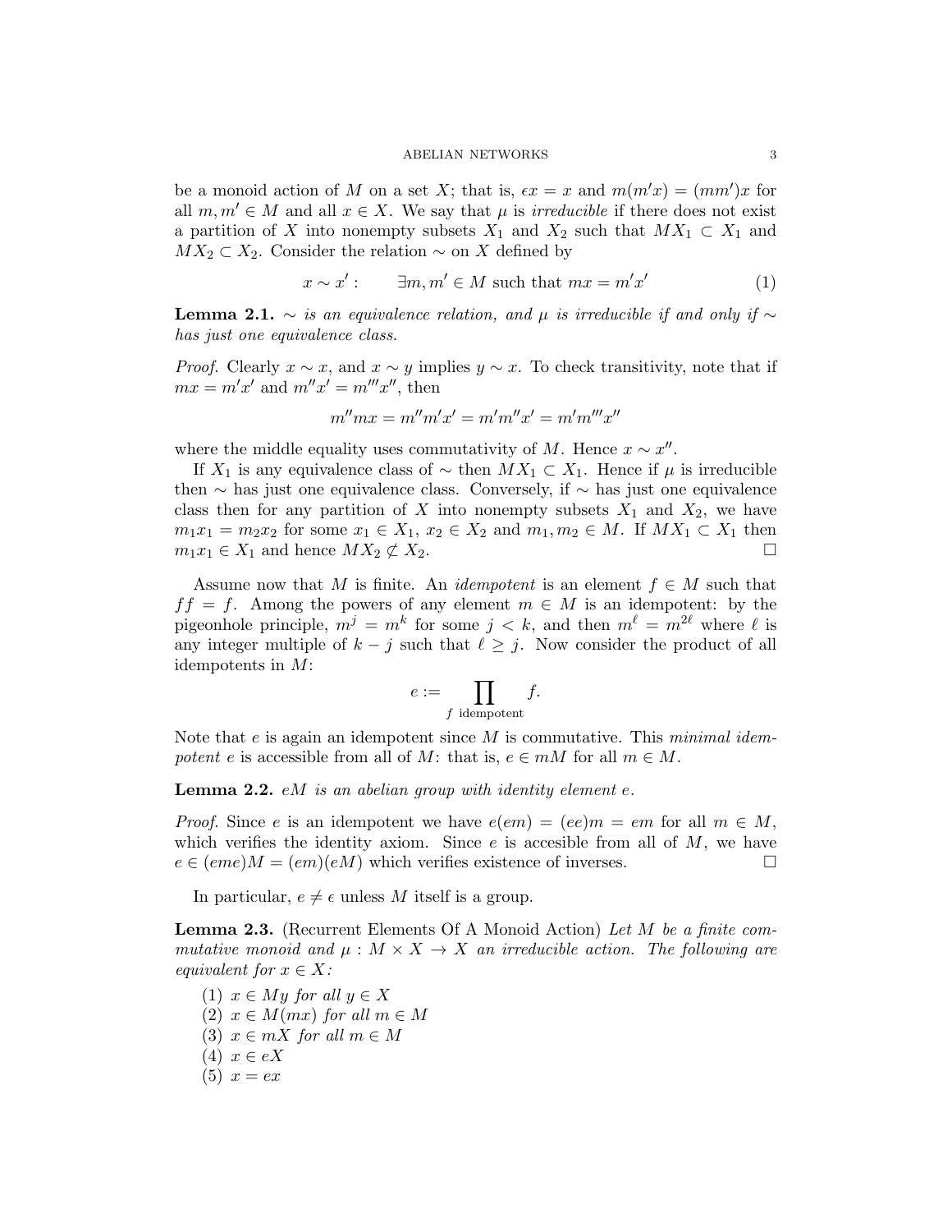be a monoid action of $M$ on a set $X$; that is, $\epsilon x = x$ and $m(m'x) = (mm')x$ for all $m, m' \in M$ and all $x \in X$. We say that $\mu$ is *irreducible* if there does not exist a partition of $X$ into nonempty subsets $X_1$ and $X_2$ such that $MX_1 \subset X_1$ and $MX_2 \subset X_2$. Consider the relation $\sim$ on $X$ defined by

$$x \sim x' : \qquad \exists m, m' \in M \text{ such that } mx = m'x' \tag{1}$$

**Lemma 2.1.** *$\sim$ is an equivalence relation, and $\mu$ is irreducible if and only if $\sim$ has just one equivalence class.*

*Proof.* Clearly $x \sim x$, and $x \sim y$ implies $y \sim x$. To check transitivity, note that if $mx = m'x'$ and $m''x' = m'''x''$, then

$$m''mx = m''m'x' = m'm''x' = m'm'''x''$$

where the middle equality uses commutativity of $M$. Hence $x \sim x''$.

If $X_1$ is any equivalence class of $\sim$ then $MX_1 \subset X_1$. Hence if $\mu$ is irreducible then $\sim$ has just one equivalence class. Conversely, if $\sim$ has just one equivalence class then for any partition of $X$ into nonempty subsets $X_1$ and $X_2$, we have $m_1x_1 = m_2x_2$ for some $x_1 \in X_1$, $x_2 \in X_2$ and $m_1, m_2 \in M$. If $MX_1 \subset X_1$ then $m_1x_1 \in X_1$ and hence $MX_2 \not\subset X_2$. $\square$

Assume now that $M$ is finite. An *idempotent* is an element $f \in M$ such that $ff = f$. Among the powers of any element $m \in M$ is an idempotent: by the pigeonhole principle, $m^j = m^k$ for some $j < k$, and then $m^\ell = m^{2\ell}$ where $\ell$ is any integer multiple of $k - j$ such that $\ell \geq j$. Now consider the product of all idempotents in $M$:

$$e := \prod_{f \text{ idempotent}} f.$$

Note that $e$ is again an idempotent since $M$ is commutative. This *minimal idempotent* $e$ is accessible from all of $M$: that is, $e \in mM$ for all $m \in M$.

**Lemma 2.2.** *$eM$ is an abelian group with identity element $e$.*

*Proof.* Since $e$ is an idempotent we have $e(em) = (ee)m = em$ for all $m \in M$, which verifies the identity axiom. Since $e$ is accesible from all of $M$, we have $e \in (eme)M = (em)(eM)$ which verifies existence of inverses. $\square$

In particular, $e \neq \epsilon$ unless $M$ itself is a group.

**Lemma 2.3.** (Recurrent Elements Of A Monoid Action) *Let $M$ be a finite commutative monoid and $\mu : M \times X \to X$ an irreducible action. The following are equivalent for $x \in X$:*

1. *$x \in My$ for all $y \in X$*
2. *$x \in M(mx)$ for all $m \in M$*
3. *$x \in mX$ for all $m \in M$*
4. *$x \in eX$*
5. *$x = ex$*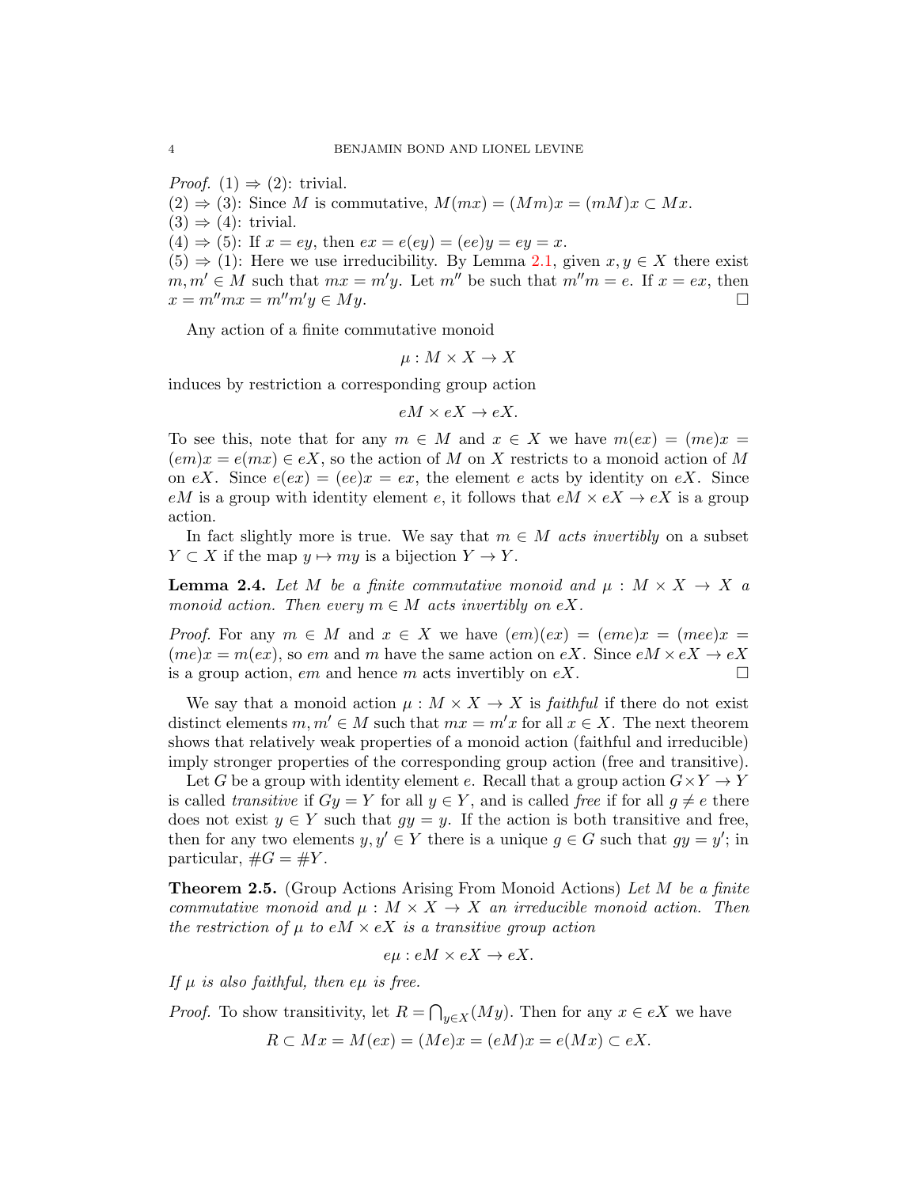*Proof.* (1) ⇒ (2): trivial.
(2) ⇒ (3): Since $M$ is commutative, $M(mx) = (Mm)x = (mM)x \subset Mx$.
(3) ⇒ (4): trivial.
(4) ⇒ (5): If $x = ey$, then $ex = e(ey) = (ee)y = ey = x$.
(5) ⇒ (1): Here we use irreducibility. By Lemma 2.1, given $x, y \in X$ there exist $m, m' \in M$ such that $mx = m'y$. Let $m''$ be such that $m''m = e$. If $x = ex$, then $x = m''mx = m''m'y \in My$. □

Any action of a finite commutative monoid

$$\mu : M \times X \to X$$

induces by restriction a corresponding group action

$$eM \times eX \to eX.$$

To see this, note that for any $m \in M$ and $x \in X$ we have $m(ex) = (me)x = (em)x = e(mx) \in eX$, so the action of $M$ on $X$ restricts to a monoid action of $M$ on $eX$. Since $e(ex) = (ee)x = ex$, the element $e$ acts by identity on $eX$. Since $eM$ is a group with identity element $e$, it follows that $eM \times eX \to eX$ is a group action.

In fact slightly more is true. We say that $m \in M$ *acts invertibly* on a subset $Y \subset X$ if the map $y \mapsto my$ is a bijection $Y \to Y$.

**Lemma 2.4.** *Let $M$ be a finite commutative monoid and $\mu : M \times X \to X$ a monoid action. Then every $m \in M$ acts invertibly on $eX$.*

*Proof.* For any $m \in M$ and $x \in X$ we have $(em)(ex) = (eme)x = (mee)x = (me)x = m(ex)$, so $em$ and $m$ have the same action on $eX$. Since $eM \times eX \to eX$ is a group action, $em$ and hence $m$ acts invertibly on $eX$. □

We say that a monoid action $\mu : M \times X \to X$ is *faithful* if there do not exist distinct elements $m, m' \in M$ such that $mx = m'x$ for all $x \in X$. The next theorem shows that relatively weak properties of a monoid action (faithful and irreducible) imply stronger properties of the corresponding group action (free and transitive).

Let $G$ be a group with identity element $e$. Recall that a group action $G \times Y \to Y$ is called *transitive* if $Gy = Y$ for all $y \in Y$, and is called *free* if for all $g \neq e$ there does not exist $y \in Y$ such that $gy = y$. If the action is both transitive and free, then for any two elements $y, y' \in Y$ there is a unique $g \in G$ such that $gy = y'$; in particular, $\#G = \#Y$.

**Theorem 2.5.** (Group Actions Arising From Monoid Actions) *Let $M$ be a finite commutative monoid and $\mu : M \times X \to X$ an irreducible monoid action. Then the restriction of $\mu$ to $eM \times eX$ is a transitive group action*

$$e\mu : eM \times eX \to eX.$$

*If $\mu$ is also faithful, then $e\mu$ is free.*

*Proof.* To show transitivity, let $R = \bigcap_{y \in X}(My)$. Then for any $x \in eX$ we have

$$R \subset Mx = M(ex) = (Me)x = (eM)x = e(Mx) \subset eX.$$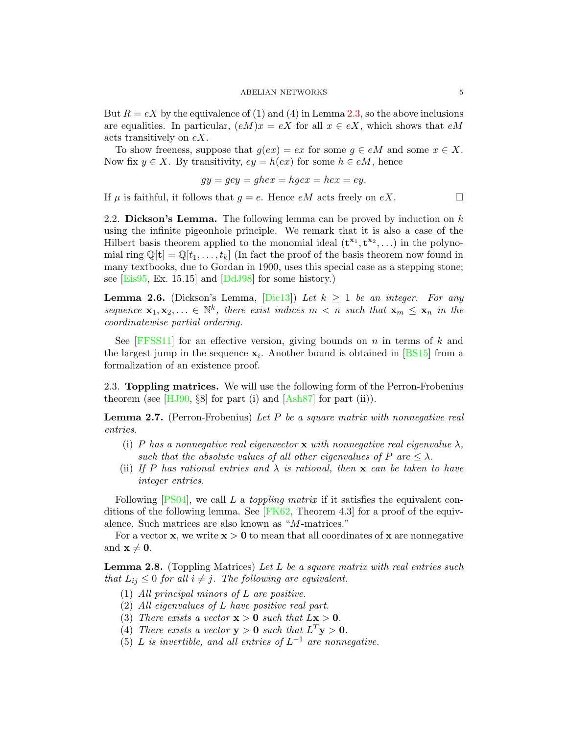But $R = eX$ by the equivalence of (1) and (4) in Lemma 2.3, so the above inclusions are equalities. In particular, $(eM)x = eX$ for all $x \in eX$, which shows that $eM$ acts transitively on $eX$.

To show freeness, suppose that $g(ex) = ex$ for some $g \in eM$ and some $x \in X$. Now fix $y \in X$. By transitivity, $ey = h(ex)$ for some $h \in eM$, hence

$$gy = gey = ghex = hgex = hex = ey.$$

If $\mu$ is faithful, it follows that $g = e$. Hence $eM$ acts freely on $eX$. □

### 2.2. Dickson's Lemma.

The following lemma can be proved by induction on $k$ using the infinite pigeonhole principle. We remark that it is also a case of the Hilbert basis theorem applied to the monomial ideal $(\mathbf{t}^{\mathbf{x}_1}, \mathbf{t}^{\mathbf{x}_2}, \dots)$ in the polynomial ring $\mathbb{Q}[\mathbf{t}] = \mathbb{Q}[t_1, \dots, t_k]$ (In fact the proof of the basis theorem now found in many textbooks, due to Gordan in 1900, uses this special case as a stepping stone; see [Eis95, Ex. 15.15] and [DdJ98] for some history.)

**Lemma 2.6.** (Dickson's Lemma, [Dic13]) *Let $k \geq 1$ be an integer. For any sequence $\mathbf{x}_1, \mathbf{x}_2, \ldots \in \mathbb{N}^k$, there exist indices $m < n$ such that $\mathbf{x}_m \leq \mathbf{x}_n$ in the coordinatewise partial ordering.*

See [FFSS11] for an effective version, giving bounds on $n$ in terms of $k$ and the largest jump in the sequence $\mathbf{x}_i$. Another bound is obtained in [BS15] from a formalization of an existence proof.

### 2.3. Toppling matrices.

We will use the following form of the Perron-Frobenius theorem (see [HJ90, §8] for part (i) and [Ash87] for part (ii)).

**Lemma 2.7.** (Perron-Frobenius) *Let $P$ be a square matrix with nonnegative real entries.*

- (i) *$P$ has a nonnegative real eigenvector $\mathbf{x}$ with nonnegative real eigenvalue $\lambda$, such that the absolute values of all other eigenvalues of $P$ are $\leq \lambda$.*
- (ii) *If $P$ has rational entries and $\lambda$ is rational, then $\mathbf{x}$ can be taken to have integer entries.*

Following [PS04], we call $L$ a *toppling matrix* if it satisfies the equivalent conditions of the following lemma. See [FK62, Theorem 4.3] for a proof of the equivalence. Such matrices are also known as "$M$-matrices."

For a vector $\mathbf{x}$, we write $\mathbf{x} > \mathbf{0}$ to mean that all coordinates of $\mathbf{x}$ are nonnegative and $\mathbf{x} \neq \mathbf{0}$.

**Lemma 2.8.** (Toppling Matrices) *Let $L$ be a square matrix with real entries such that $L_{ij} \leq 0$ for all $i \neq j$. The following are equivalent.*

1. *All principal minors of $L$ are positive.*
2. *All eigenvalues of $L$ have positive real part.*
3. *There exists a vector $\mathbf{x} > \mathbf{0}$ such that $L\mathbf{x} > \mathbf{0}$.*
4. *There exists a vector $\mathbf{y} > \mathbf{0}$ such that $L^T\mathbf{y} > \mathbf{0}$.*
5. *$L$ is invertible, and all entries of $L^{-1}$ are nonnegative.*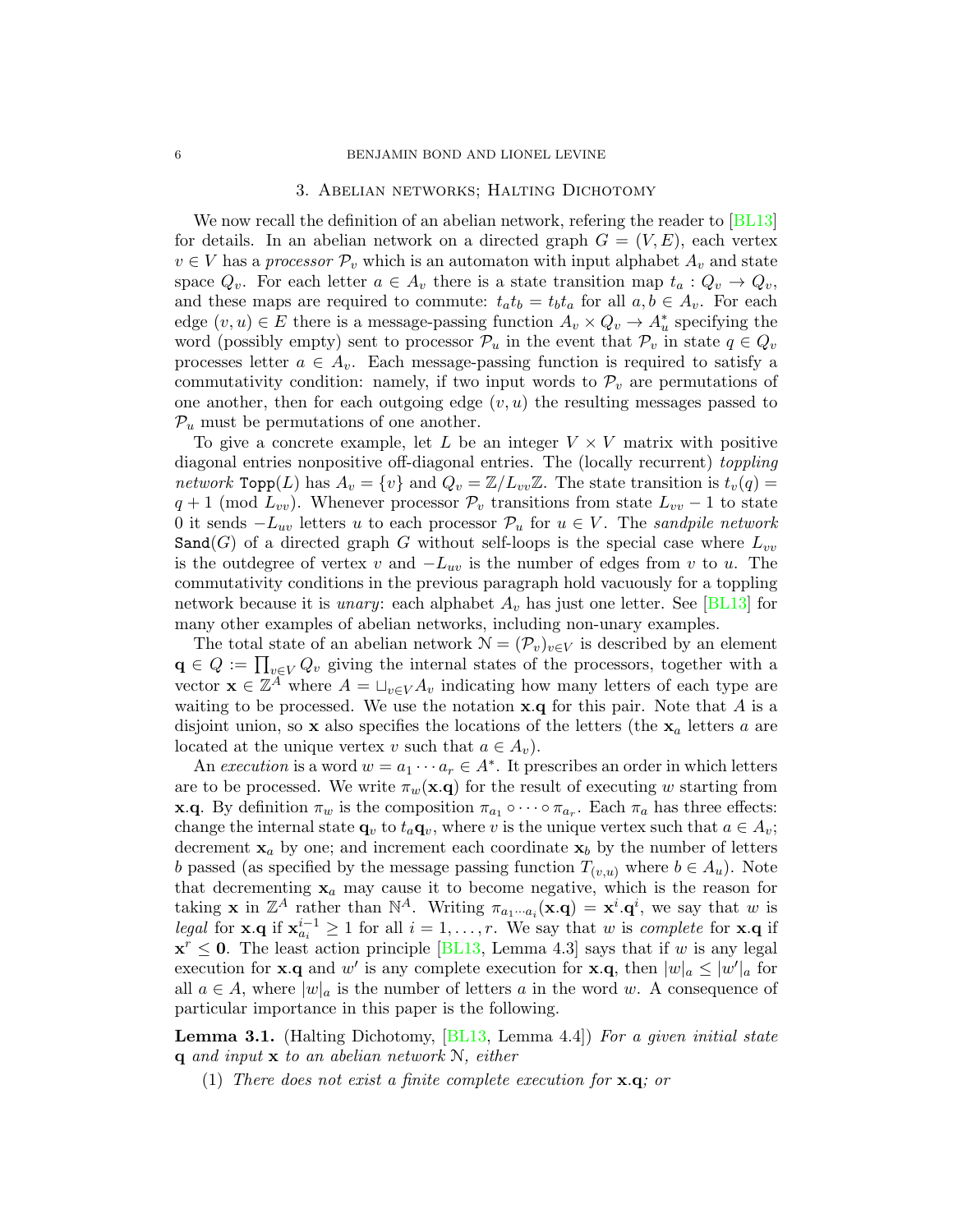## 3. Abelian networks; Halting Dichotomy

We now recall the definition of an abelian network, refering the reader to [BL13] for details. In an abelian network on a directed graph $G = (V, E)$, each vertex $v \in V$ has a *processor* $\mathcal{P}_v$ which is an automaton with input alphabet $A_v$ and state space $Q_v$. For each letter $a \in A_v$ there is a state transition map $t_a : Q_v \to Q_v$, and these maps are required to commute: $t_a t_b = t_b t_a$ for all $a, b \in A_v$. For each edge $(v, u) \in E$ there is a message-passing function $A_v \times Q_v \to A_u^*$ specifying the word (possibly empty) sent to processor $\mathcal{P}_u$ in the event that $\mathcal{P}_v$ in state $q \in Q_v$ processes letter $a \in A_v$. Each message-passing function is required to satisfy a commutativity condition: namely, if two input words to $\mathcal{P}_v$ are permutations of one another, then for each outgoing edge $(v, u)$ the resulting messages passed to $\mathcal{P}_u$ must be permutations of one another.

To give a concrete example, let $L$ be an integer $V \times V$ matrix with positive diagonal entries nonpositive off-diagonal entries. The (locally recurrent) *toppling network* $\texttt{Topp}(L)$ has $A_v = \{v\}$ and $Q_v = \mathbb{Z}/L_{vv}\mathbb{Z}$. The state transition is $t_v(q) = q + 1 \pmod{L_{vv}}$. Whenever processor $\mathcal{P}_v$ transitions from state $L_{vv} - 1$ to state 0 it sends $-L_{uv}$ letters $u$ to each processor $\mathcal{P}_u$ for $u \in V$. The *sandpile network* $\texttt{Sand}(G)$ of a directed graph $G$ without self-loops is the special case where $L_{vv}$ is the outdegree of vertex $v$ and $-L_{uv}$ is the number of edges from $v$ to $u$. The commutativity conditions in the previous paragraph hold vacuously for a toppling network because it is *unary*: each alphabet $A_v$ has just one letter. See [BL13] for many other examples of abelian networks, including non-unary examples.

The total state of an abelian network $\mathcal{N} = (\mathcal{P}_v)_{v \in V}$ is described by an element $\mathbf{q} \in Q := \prod_{v \in V} Q_v$ giving the internal states of the processors, together with a vector $\mathbf{x} \in \mathbb{Z}^A$ where $A = \sqcup_{v \in V} A_v$ indicating how many letters of each type are waiting to be processed. We use the notation $\mathbf{x}.\mathbf{q}$ for this pair. Note that $A$ is a disjoint union, so $\mathbf{x}$ also specifies the locations of the letters (the $\mathbf{x}_a$ letters $a$ are located at the unique vertex $v$ such that $a \in A_v$).

An *execution* is a word $w = a_1 \cdots a_r \in A^*$. It prescribes an order in which letters are to be processed. We write $\pi_w(\mathbf{x}.\mathbf{q})$ for the result of executing $w$ starting from $\mathbf{x}.\mathbf{q}$. By definition $\pi_w$ is the composition $\pi_{a_1} \circ \cdots \circ \pi_{a_r}$. Each $\pi_a$ has three effects: change the internal state $\mathbf{q}_v$ to $t_a \mathbf{q}_v$, where $v$ is the unique vertex such that $a \in A_v$; decrement $\mathbf{x}_a$ by one; and increment each coordinate $\mathbf{x}_b$ by the number of letters $b$ passed (as specified by the message passing function $T_{(v,u)}$ where $b \in A_u$). Note that decrementing $\mathbf{x}_a$ may cause it to become negative, which is the reason for taking $\mathbf{x}$ in $\mathbb{Z}^A$ rather than $\mathbb{N}^A$. Writing $\pi_{a_1 \cdots a_i}(\mathbf{x}.\mathbf{q}) = \mathbf{x}^i.\mathbf{q}^i$, we say that $w$ is *legal* for $\mathbf{x}.\mathbf{q}$ if $\mathbf{x}^{i-1}_{a_i} \geq 1$ for all $i = 1, \ldots, r$. We say that $w$ is *complete* for $\mathbf{x}.\mathbf{q}$ if $\mathbf{x}^r \leq \mathbf{0}$. The least action principle [BL13, Lemma 4.3] says that if $w$ is any legal execution for $\mathbf{x}.\mathbf{q}$ and $w'$ is any complete execution for $\mathbf{x}.\mathbf{q}$, then $|w|_a \leq |w'|_a$ for all $a \in A$, where $|w|_a$ is the number of letters $a$ in the word $w$. A consequence of particular importance in this paper is the following.

**Lemma 3.1.** (Halting Dichotomy, [BL13, Lemma 4.4]) *For a given initial state* $\mathbf{q}$ *and input* $\mathbf{x}$ *to an abelian network* $\mathcal{N}$*, either*

1. *There does not exist a finite complete execution for* $\mathbf{x}.\mathbf{q}$*; or*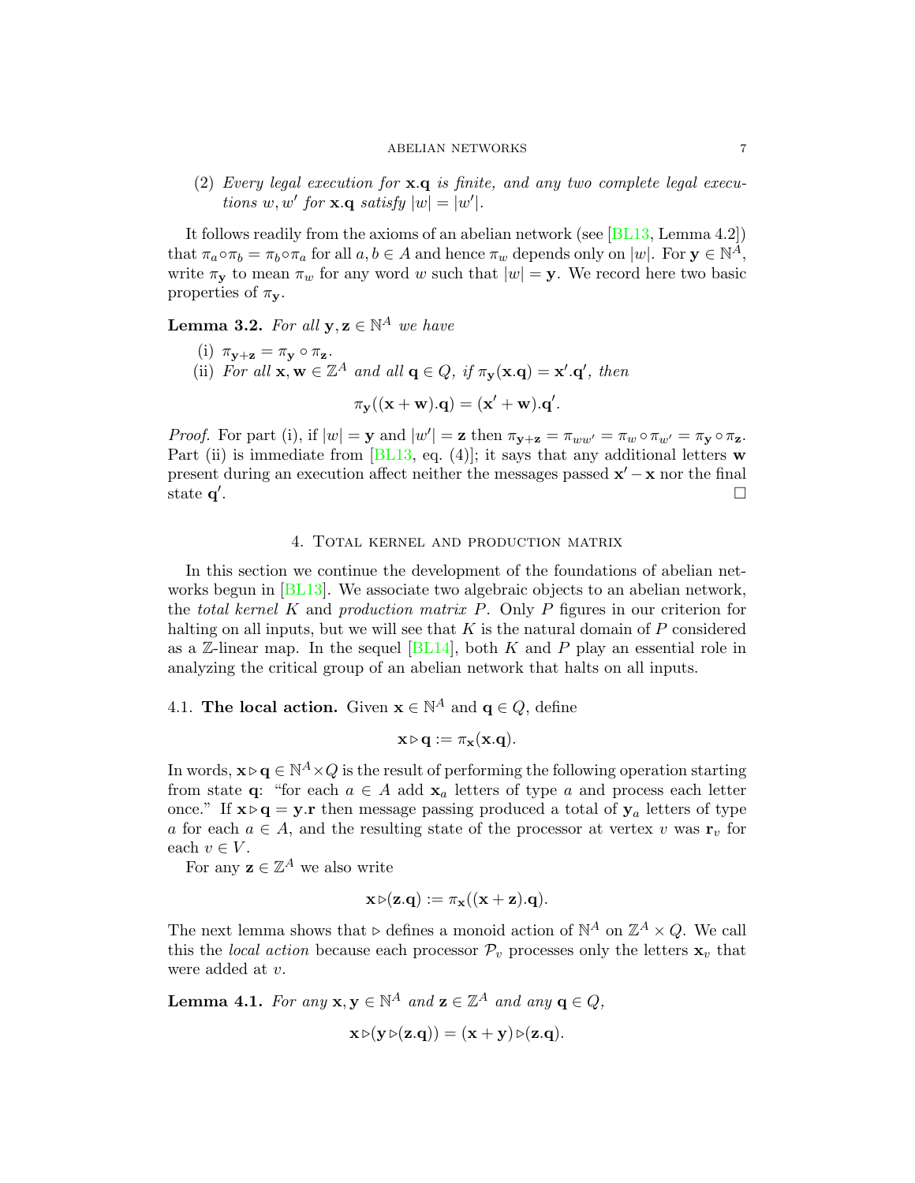(2) *Every legal execution for* $\mathbf{x}.\mathbf{q}$ *is finite, and any two complete legal executions* $w, w'$ *for* $\mathbf{x}.\mathbf{q}$ *satisfy* $|w| = |w'|$.

It follows readily from the axioms of an abelian network (see [BL13, Lemma 4.2]) that $\pi_a \circ \pi_b = \pi_b \circ \pi_a$ for all $a, b \in A$ and hence $\pi_w$ depends only on $|w|$. For $\mathbf{y} \in \mathbb{N}^A$, write $\pi_{\mathbf{y}}$ to mean $\pi_w$ for any word $w$ such that $|w| = \mathbf{y}$. We record here two basic properties of $\pi_{\mathbf{y}}$.

**Lemma 3.2.** *For all* $\mathbf{y}, \mathbf{z} \in \mathbb{N}^A$ *we have*

(i) $\pi_{\mathbf{y}+\mathbf{z}} = \pi_{\mathbf{y}} \circ \pi_{\mathbf{z}}$.

(ii) *For all* $\mathbf{x}, \mathbf{w} \in \mathbb{Z}^A$ *and all* $\mathbf{q} \in Q$, *if* $\pi_{\mathbf{y}}(\mathbf{x}.\mathbf{q}) = \mathbf{x}'.\mathbf{q}'$, *then*

$$\pi_{\mathbf{y}}((\mathbf{x} + \mathbf{w}).\mathbf{q}) = (\mathbf{x}' + \mathbf{w}).\mathbf{q}'.$$

*Proof.* For part (i), if $|w| = \mathbf{y}$ and $|w'| = \mathbf{z}$ then $\pi_{\mathbf{y}+\mathbf{z}} = \pi_{ww'} = \pi_w \circ \pi_{w'} = \pi_{\mathbf{y}} \circ \pi_{\mathbf{z}}$. Part (ii) is immediate from [BL13, eq. (4)]; it says that any additional letters $\mathbf{w}$ present during an execution affect neither the messages passed $\mathbf{x}' - \mathbf{x}$ nor the final state $\mathbf{q}'$. □

## 4. Total kernel and production matrix

In this section we continue the development of the foundations of abelian networks begun in [BL13]. We associate two algebraic objects to an abelian network, the *total kernel* $K$ and *production matrix* $P$. Only $P$ figures in our criterion for halting on all inputs, but we will see that $K$ is the natural domain of $P$ considered as a $\mathbb{Z}$-linear map. In the sequel [BL14], both $K$ and $P$ play an essential role in analyzing the critical group of an abelian network that halts on all inputs.

### 4.1. The local action.

Given $\mathbf{x} \in \mathbb{N}^A$ and $\mathbf{q} \in Q$, define

$$\mathbf{x} \triangleright \mathbf{q} := \pi_{\mathbf{x}}(\mathbf{x}.\mathbf{q}).$$

In words, $\mathbf{x} \triangleright \mathbf{q} \in \mathbb{N}^A \times Q$ is the result of performing the following operation starting from state $\mathbf{q}$: "for each $a \in A$ add $\mathbf{x}_a$ letters of type $a$ and process each letter once." If $\mathbf{x} \triangleright \mathbf{q} = \mathbf{y}.\mathbf{r}$ then message passing produced a total of $\mathbf{y}_a$ letters of type $a$ for each $a \in A$, and the resulting state of the processor at vertex $v$ was $\mathbf{r}_v$ for each $v \in V$.

For any $\mathbf{z} \in \mathbb{Z}^A$ we also write

$$\mathbf{x} \triangleright (\mathbf{z}.\mathbf{q}) := \pi_{\mathbf{x}}((\mathbf{x} + \mathbf{z}).\mathbf{q}).$$

The next lemma shows that $\triangleright$ defines a monoid action of $\mathbb{N}^A$ on $\mathbb{Z}^A \times Q$. We call this the *local action* because each processor $\mathcal{P}_v$ processes only the letters $\mathbf{x}_v$ that were added at $v$.

**Lemma 4.1.** *For any* $\mathbf{x}, \mathbf{y} \in \mathbb{N}^A$ *and* $\mathbf{z} \in \mathbb{Z}^A$ *and any* $\mathbf{q} \in Q$,

$$\mathbf{x} \triangleright (\mathbf{y} \triangleright (\mathbf{z}.\mathbf{q})) = (\mathbf{x} + \mathbf{y}) \triangleright (\mathbf{z}.\mathbf{q}).$$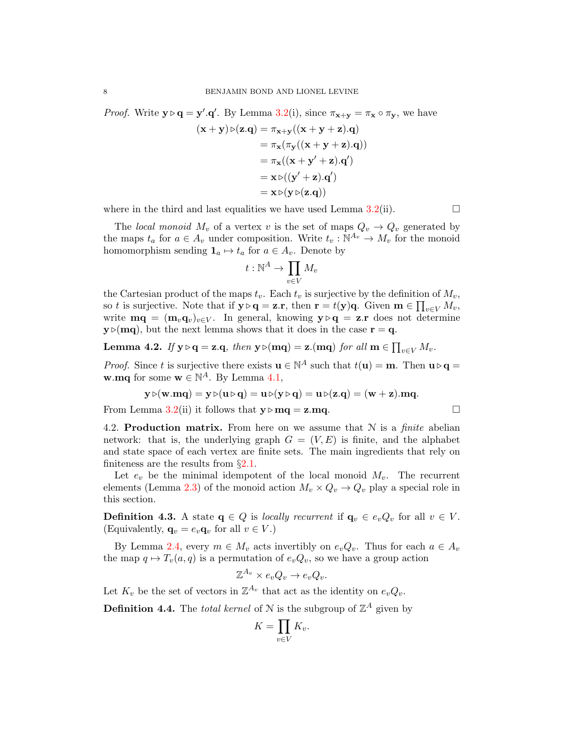*Proof.* Write $\mathbf{y} \triangleright \mathbf{q} = \mathbf{y}'.\mathbf{q}'$. By Lemma 3.2(i), since $\pi_{\mathbf{x}+\mathbf{y}} = \pi_{\mathbf{x}} \circ \pi_{\mathbf{y}}$, we have

$$
\begin{aligned}
(\mathbf{x}+\mathbf{y}) \triangleright (\mathbf{z}.\mathbf{q}) &= \pi_{\mathbf{x}+\mathbf{y}}((\mathbf{x}+\mathbf{y}+\mathbf{z}).\mathbf{q}) \\
&= \pi_{\mathbf{x}}(\pi_{\mathbf{y}}((\mathbf{x}+\mathbf{y}+\mathbf{z}).\mathbf{q})) \\
&= \pi_{\mathbf{x}}((\mathbf{x}+\mathbf{y}'+\mathbf{z}).\mathbf{q}') \\
&= \mathbf{x} \triangleright ((\mathbf{y}'+\mathbf{z}).\mathbf{q}') \\
&= \mathbf{x} \triangleright (\mathbf{y} \triangleright (\mathbf{z}.\mathbf{q}))
\end{aligned}
$$

where in the third and last equalities we have used Lemma 3.2(ii). □

The *local monoid* $M_v$ of a vertex $v$ is the set of maps $Q_v \to Q_v$ generated by the maps $t_a$ for $a \in A_v$ under composition. Write $t_v : \mathbb{N}^{A_v} \to M_v$ for the monoid homomorphism sending $\mathbf{1}_a \mapsto t_a$ for $a \in A_v$. Denote by

$$
t : \mathbb{N}^A \to \prod_{v \in V} M_v
$$

the Cartesian product of the maps $t_v$. Each $t_v$ is surjective by the definition of $M_v$, so $t$ is surjective. Note that if $\mathbf{y} \triangleright \mathbf{q} = \mathbf{z}.\mathbf{r}$, then $\mathbf{r} = t(\mathbf{y})\mathbf{q}$. Given $\mathbf{m} \in \prod_{v \in V} M_v$, write $\mathbf{mq} = (\mathbf{m}_v \mathbf{q}_v)_{v \in V}$. In general, knowing $\mathbf{y} \triangleright \mathbf{q} = \mathbf{z}.\mathbf{r}$ does not determine $\mathbf{y} \triangleright (\mathbf{mq})$, but the next lemma shows that it does in the case $\mathbf{r} = \mathbf{q}$.

**Lemma 4.2.** *If $\mathbf{y} \triangleright \mathbf{q} = \mathbf{z}.\mathbf{q}$, then $\mathbf{y} \triangleright (\mathbf{mq}) = \mathbf{z}.(\mathbf{mq})$ for all $\mathbf{m} \in \prod_{v \in V} M_v$.*

*Proof.* Since $t$ is surjective there exists $\mathbf{u} \in \mathbb{N}^A$ such that $t(\mathbf{u}) = \mathbf{m}$. Then $\mathbf{u} \triangleright \mathbf{q} = \mathbf{w}.\mathbf{mq}$ for some $\mathbf{w} \in \mathbb{N}^A$. By Lemma 4.1,

$$
\mathbf{y} \triangleright (\mathbf{w}.\mathbf{mq}) = \mathbf{y} \triangleright (\mathbf{u} \triangleright \mathbf{q}) = \mathbf{u} \triangleright (\mathbf{y} \triangleright \mathbf{q}) = \mathbf{u} \triangleright (\mathbf{z}.\mathbf{q}) = (\mathbf{w}+\mathbf{z}).\mathbf{mq}.
$$

From Lemma 3.2(ii) it follows that $\mathbf{y} \triangleright \mathbf{mq} = \mathbf{z}.\mathbf{mq}$. □

4.2. **Production matrix.** From here on we assume that $\mathcal{N}$ is a *finite* abelian network: that is, the underlying graph $G = (V, E)$ is finite, and the alphabet and state space of each vertex are finite sets. The main ingredients that rely on finiteness are the results from §2.1.

Let $e_v$ be the minimal idempotent of the local monoid $M_v$. The recurrent elements (Lemma 2.3) of the monoid action $M_v \times Q_v \to Q_v$ play a special role in this section.

**Definition 4.3.** A state $\mathbf{q} \in Q$ is *locally recurrent* if $\mathbf{q}_v \in e_v Q_v$ for all $v \in V$. (Equivalently, $\mathbf{q}_v = e_v \mathbf{q}_v$ for all $v \in V$.)

By Lemma 2.4, every $m \in M_v$ acts invertibly on $e_v Q_v$. Thus for each $a \in A_v$ the map $q \mapsto T_v(a, q)$ is a permutation of $e_v Q_v$, so we have a group action

$$
\mathbb{Z}^{A_v} \times e_v Q_v \to e_v Q_v.
$$

Let $K_v$ be the set of vectors in $\mathbb{Z}^{A_v}$ that act as the identity on $e_v Q_v$.

**Definition 4.4.** The *total kernel* of $\mathcal{N}$ is the subgroup of $\mathbb{Z}^A$ given by

$$
K = \prod_{v \in V} K_v.
$$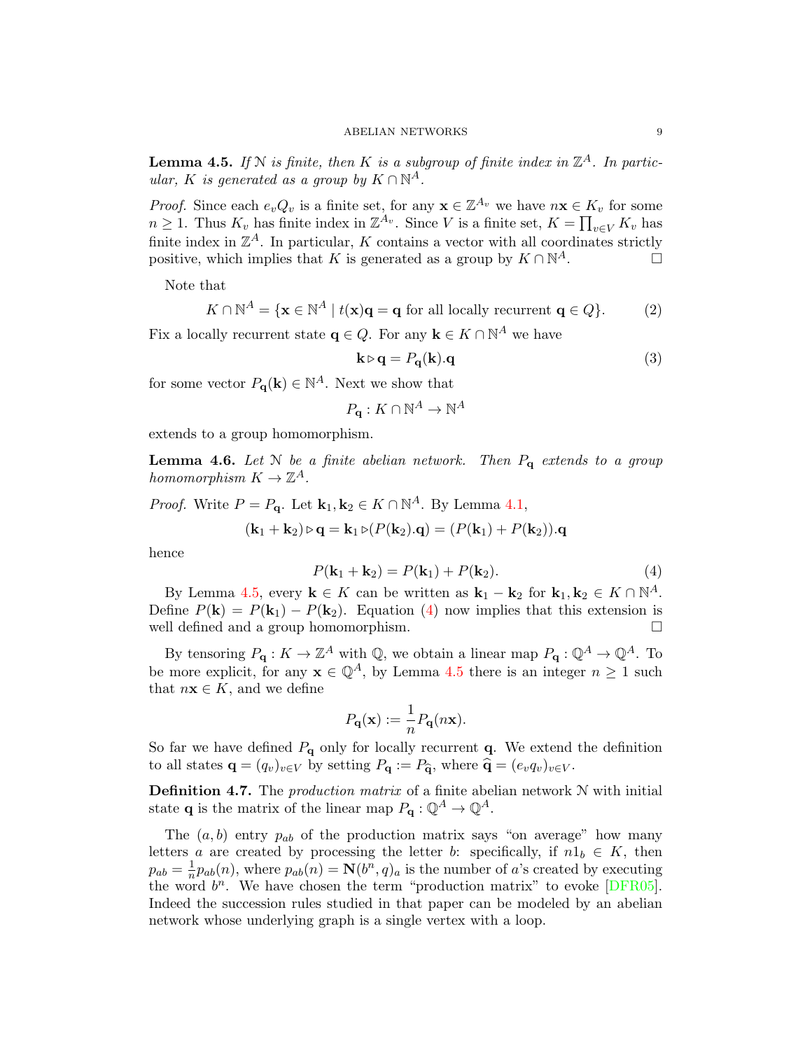**Lemma 4.5.** *If $\mathcal{N}$ is finite, then $K$ is a subgroup of finite index in $\mathbb{Z}^A$. In particular, $K$ is generated as a group by $K \cap \mathbb{N}^A$.*

*Proof.* Since each $e_v Q_v$ is a finite set, for any $\mathbf{x} \in \mathbb{Z}^{A_v}$ we have $n\mathbf{x} \in K_v$ for some $n \geq 1$. Thus $K_v$ has finite index in $\mathbb{Z}^{A_v}$. Since $V$ is a finite set, $K = \prod_{v \in V} K_v$ has finite index in $\mathbb{Z}^A$. In particular, $K$ contains a vector with all coordinates strictly positive, which implies that $K$ is generated as a group by $K \cap \mathbb{N}^A$. □

Note that

$$K \cap \mathbb{N}^A = \{\mathbf{x} \in \mathbb{N}^A \mid t(\mathbf{x})\mathbf{q} = \mathbf{q} \text{ for all locally recurrent } \mathbf{q} \in Q\}. \tag{2}$$

Fix a locally recurrent state $\mathbf{q} \in Q$. For any $\mathbf{k} \in K \cap \mathbb{N}^A$ we have

$$\mathbf{k} \triangleright \mathbf{q} = P_{\mathbf{q}}(\mathbf{k}).\mathbf{q} \tag{3}$$

for some vector $P_{\mathbf{q}}(\mathbf{k}) \in \mathbb{N}^A$. Next we show that

$$P_{\mathbf{q}} : K \cap \mathbb{N}^A \to \mathbb{N}^A$$

extends to a group homomorphism.

**Lemma 4.6.** *Let $\mathcal{N}$ be a finite abelian network. Then $P_{\mathbf{q}}$ extends to a group homomorphism $K \to \mathbb{Z}^A$.*

*Proof.* Write $P = P_{\mathbf{q}}$. Let $\mathbf{k}_1, \mathbf{k}_2 \in K \cap \mathbb{N}^A$. By Lemma 4.1,

$$(\mathbf{k}_1 + \mathbf{k}_2) \triangleright \mathbf{q} = \mathbf{k}_1 \triangleright (P(\mathbf{k}_2).\mathbf{q}) = (P(\mathbf{k}_1) + P(\mathbf{k}_2)).\mathbf{q}$$

hence

$$P(\mathbf{k}_1 + \mathbf{k}_2) = P(\mathbf{k}_1) + P(\mathbf{k}_2). \tag{4}$$

By Lemma 4.5, every $\mathbf{k} \in K$ can be written as $\mathbf{k}_1 - \mathbf{k}_2$ for $\mathbf{k}_1, \mathbf{k}_2 \in K \cap \mathbb{N}^A$. Define $P(\mathbf{k}) = P(\mathbf{k}_1) - P(\mathbf{k}_2)$. Equation (4) now implies that this extension is well defined and a group homomorphism. □

By tensoring $P_{\mathbf{q}} : K \to \mathbb{Z}^A$ with $\mathbb{Q}$, we obtain a linear map $P_{\mathbf{q}} : \mathbb{Q}^A \to \mathbb{Q}^A$. To be more explicit, for any $\mathbf{x} \in \mathbb{Q}^A$, by Lemma 4.5 there is an integer $n \geq 1$ such that $n\mathbf{x} \in K$, and we define

$$P_{\mathbf{q}}(\mathbf{x}) := \frac{1}{n} P_{\mathbf{q}}(n\mathbf{x}).$$

So far we have defined $P_{\mathbf{q}}$ only for locally recurrent $\mathbf{q}$. We extend the definition to all states $\mathbf{q} = (q_v)_{v \in V}$ by setting $P_{\mathbf{q}} := P_{\widehat{\mathbf{q}}}$, where $\widehat{\mathbf{q}} = (e_v q_v)_{v \in V}$.

**Definition 4.7.** The *production matrix* of a finite abelian network $\mathcal{N}$ with initial state $\mathbf{q}$ is the matrix of the linear map $P_{\mathbf{q}} : \mathbb{Q}^A \to \mathbb{Q}^A$.

The $(a, b)$ entry $p_{ab}$ of the production matrix says "on average" how many letters $a$ are created by processing the letter $b$: specifically, if $n1_b \in K$, then $p_{ab} = \frac{1}{n} p_{ab}(n)$, where $p_{ab}(n) = \mathbf{N}(b^n, q)_a$ is the number of $a$'s created by executing the word $b^n$. We have chosen the term "production matrix" to evoke [DFR05]. Indeed the succession rules studied in that paper can be modeled by an abelian network whose underlying graph is a single vertex with a loop.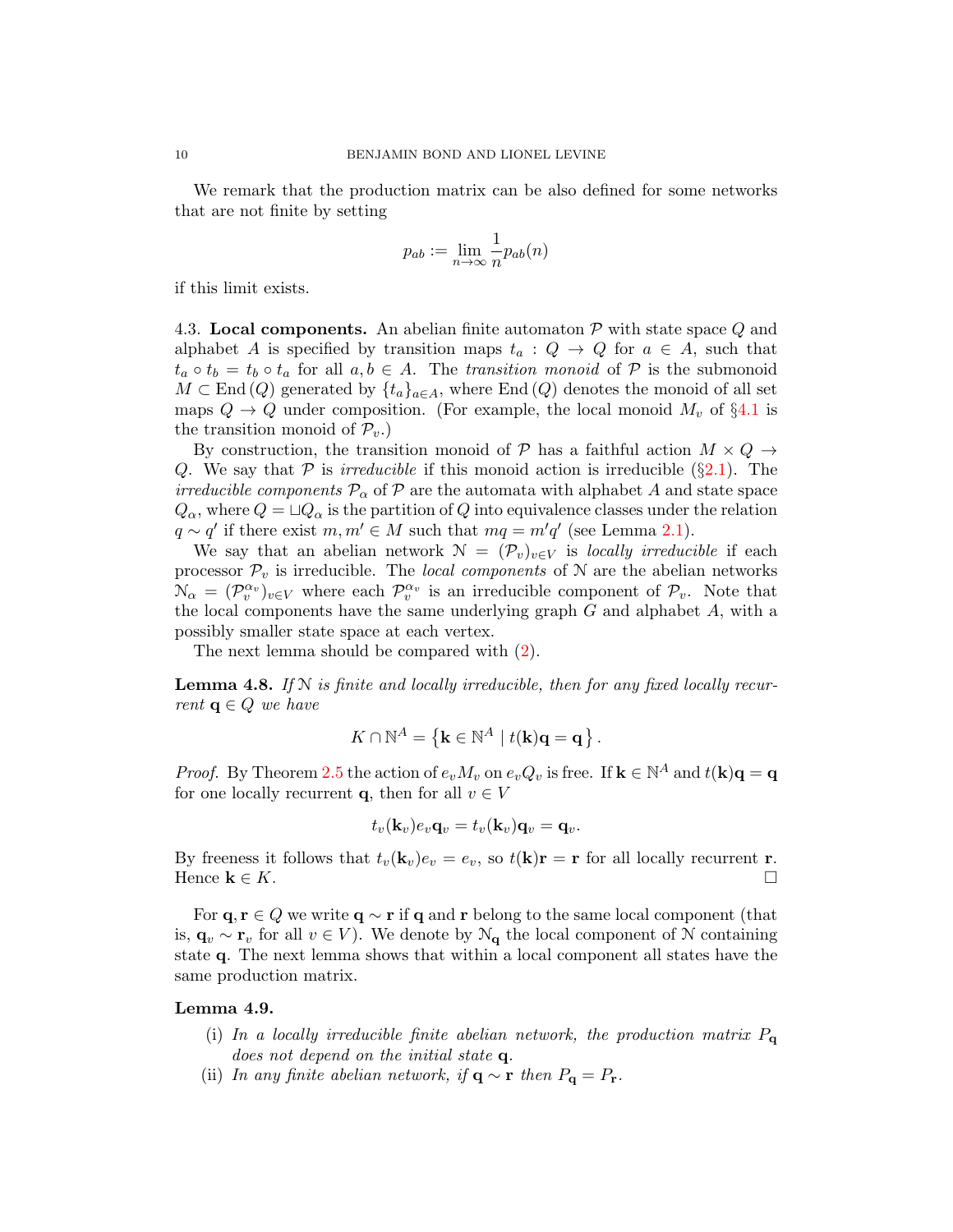We remark that the production matrix can be also defined for some networks that are not finite by setting

$$p_{ab} := \lim_{n\to\infty} \frac{1}{n} p_{ab}(n)$$

if this limit exists.

**4.3. Local components.** An abelian finite automaton $\mathcal{P}$ with state space $Q$ and alphabet $A$ is specified by transition maps $t_a : Q \to Q$ for $a \in A$, such that $t_a \circ t_b = t_b \circ t_a$ for all $a, b \in A$. The *transition monoid* of $\mathcal{P}$ is the submonoid $M \subset \mathrm{End}\,(Q)$ generated by $\{t_a\}_{a\in A}$, where $\mathrm{End}\,(Q)$ denotes the monoid of all set maps $Q \to Q$ under composition. (For example, the local monoid $M_v$ of §4.1 is the transition monoid of $\mathcal{P}_v$.)

By construction, the transition monoid of $\mathcal{P}$ has a faithful action $M \times Q \to Q$. We say that $\mathcal{P}$ is *irreducible* if this monoid action is irreducible (§2.1). The *irreducible components* $\mathcal{P}_\alpha$ of $\mathcal{P}$ are the automata with alphabet $A$ and state space $Q_\alpha$, where $Q = \sqcup Q_\alpha$ is the partition of $Q$ into equivalence classes under the relation $q \sim q'$ if there exist $m, m' \in M$ such that $mq = m'q'$ (see Lemma 2.1).

We say that an abelian network $\mathcal{N} = (\mathcal{P}_v)_{v\in V}$ is *locally irreducible* if each processor $\mathcal{P}_v$ is irreducible. The *local components* of $\mathcal{N}$ are the abelian networks $\mathcal{N}_\alpha = (\mathcal{P}_v^{\alpha_v})_{v\in V}$ where each $\mathcal{P}_v^{\alpha_v}$ is an irreducible component of $\mathcal{P}_v$. Note that the local components have the same underlying graph $G$ and alphabet $A$, with a possibly smaller state space at each vertex.

The next lemma should be compared with (2).

**Lemma 4.8.** *If $\mathcal{N}$ is finite and locally irreducible, then for any fixed locally recurrent $\mathbf{q} \in Q$ we have*

$$K \cap \mathbb{N}^A = \left\{ \mathbf{k} \in \mathbb{N}^A \mid t(\mathbf{k})\mathbf{q} = \mathbf{q} \right\}.$$

*Proof.* By Theorem 2.5 the action of $e_v M_v$ on $e_v Q_v$ is free. If $\mathbf{k} \in \mathbb{N}^A$ and $t(\mathbf{k})\mathbf{q} = \mathbf{q}$ for one locally recurrent $\mathbf{q}$, then for all $v \in V$

$$t_v(\mathbf{k}_v) e_v \mathbf{q}_v = t_v(\mathbf{k}_v)\mathbf{q}_v = \mathbf{q}_v.$$

By freeness it follows that $t_v(\mathbf{k}_v)e_v = e_v$, so $t(\mathbf{k})\mathbf{r} = \mathbf{r}$ for all locally recurrent $\mathbf{r}$. Hence $\mathbf{k} \in K$. □

For $\mathbf{q}, \mathbf{r} \in Q$ we write $\mathbf{q} \sim \mathbf{r}$ if $\mathbf{q}$ and $\mathbf{r}$ belong to the same local component (that is, $\mathbf{q}_v \sim \mathbf{r}_v$ for all $v \in V$). We denote by $\mathcal{N}_\mathbf{q}$ the local component of $\mathcal{N}$ containing state $\mathbf{q}$. The next lemma shows that within a local component all states have the same production matrix.

**Lemma 4.9.**

(i) *In a locally irreducible finite abelian network, the production matrix $P_\mathbf{q}$ does not depend on the initial state $\mathbf{q}$.*

(ii) *In any finite abelian network, if $\mathbf{q} \sim \mathbf{r}$ then $P_\mathbf{q} = P_\mathbf{r}$.*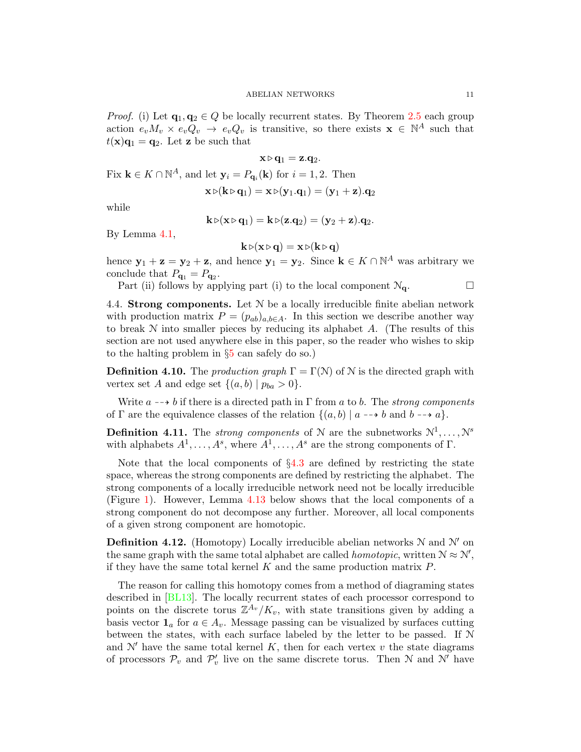*Proof.* (i) Let $\mathbf{q}_1, \mathbf{q}_2 \in Q$ be locally recurrent states. By Theorem 2.5 each group action $e_v M_v \times e_v Q_v \to e_v Q_v$ is transitive, so there exists $\mathbf{x} \in \mathbb{N}^A$ such that $t(\mathbf{x})\mathbf{q}_1 = \mathbf{q}_2$. Let $\mathbf{z}$ be such that

$$\mathbf{x} \triangleright \mathbf{q}_1 = \mathbf{z}.\mathbf{q}_2.$$

Fix $\mathbf{k} \in K \cap \mathbb{N}^A$, and let $\mathbf{y}_i = P_{\mathbf{q}_i}(\mathbf{k})$ for $i = 1, 2$. Then

$$\mathbf{x} \triangleright (\mathbf{k} \triangleright \mathbf{q}_1) = \mathbf{x} \triangleright (\mathbf{y}_1.\mathbf{q}_1) = (\mathbf{y}_1 + \mathbf{z}).\mathbf{q}_2$$

while

$$\mathbf{k} \triangleright (\mathbf{x} \triangleright \mathbf{q}_1) = \mathbf{k} \triangleright (\mathbf{z}.\mathbf{q}_2) = (\mathbf{y}_2 + \mathbf{z}).\mathbf{q}_2.$$

By Lemma 4.1,

$$\mathbf{k} \triangleright (\mathbf{x} \triangleright \mathbf{q}) = \mathbf{x} \triangleright (\mathbf{k} \triangleright \mathbf{q})$$

hence $\mathbf{y}_1 + \mathbf{z} = \mathbf{y}_2 + \mathbf{z}$, and hence $\mathbf{y}_1 = \mathbf{y}_2$. Since $\mathbf{k} \in K \cap \mathbb{N}^A$ was arbitrary we conclude that $P_{\mathbf{q}_1} = P_{\mathbf{q}_2}$.

Part (ii) follows by applying part (i) to the local component $\mathcal{N}_{\mathbf{q}}$. $\square$

4.4. **Strong components.** Let $\mathcal{N}$ be a locally irreducible finite abelian network with production matrix $P = (p_{ab})_{a,b \in A}$. In this section we describe another way to break $\mathcal{N}$ into smaller pieces by reducing its alphabet $A$. (The results of this section are not used anywhere else in this paper, so the reader who wishes to skip to the halting problem in §5 can safely do so.)

**Definition 4.10.** The *production graph* $\Gamma = \Gamma(\mathcal{N})$ of $\mathcal{N}$ is the directed graph with vertex set $A$ and edge set $\{(a, b) \mid p_{ba} > 0\}$.

Write $a \dashrightarrow b$ if there is a directed path in $\Gamma$ from $a$ to $b$. The *strong components* of $\Gamma$ are the equivalence classes of the relation $\{(a, b) \mid a \dashrightarrow b \text{ and } b \dashrightarrow a\}$.

**Definition 4.11.** The *strong components* of $\mathcal{N}$ are the subnetworks $\mathcal{N}^1, \ldots, \mathcal{N}^s$ with alphabets $A^1, \ldots, A^s$, where $A^1, \ldots, A^s$ are the strong components of $\Gamma$.

Note that the local components of §4.3 are defined by restricting the state space, whereas the strong components are defined by restricting the alphabet. The strong components of a locally irreducible network need not be locally irreducible (Figure 1). However, Lemma 4.13 below shows that the local components of a strong component do not decompose any further. Moreover, all local components of a given strong component are homotopic.

**Definition 4.12.** (Homotopy) Locally irreducible abelian networks $\mathcal{N}$ and $\mathcal{N}'$ on the same graph with the same total alphabet are called *homotopic*, written $\mathcal{N} \approx \mathcal{N}'$, if they have the same total kernel $K$ and the same production matrix $P$.

The reason for calling this homotopy comes from a method of diagraming states described in [BL13]. The locally recurrent states of each processor correspond to points on the discrete torus $\mathbb{Z}^{A_v}/K_v$, with state transitions given by adding a basis vector $\mathbf{1}_a$ for $a \in A_v$. Message passing can be visualized by surfaces cutting between the states, with each surface labeled by the letter to be passed. If $\mathcal{N}$ and $\mathcal{N}'$ have the same total kernel $K$, then for each vertex $v$ the state diagrams of processors $\mathcal{P}_v$ and $\mathcal{P}'_v$ live on the same discrete torus. Then $\mathcal{N}$ and $\mathcal{N}'$ have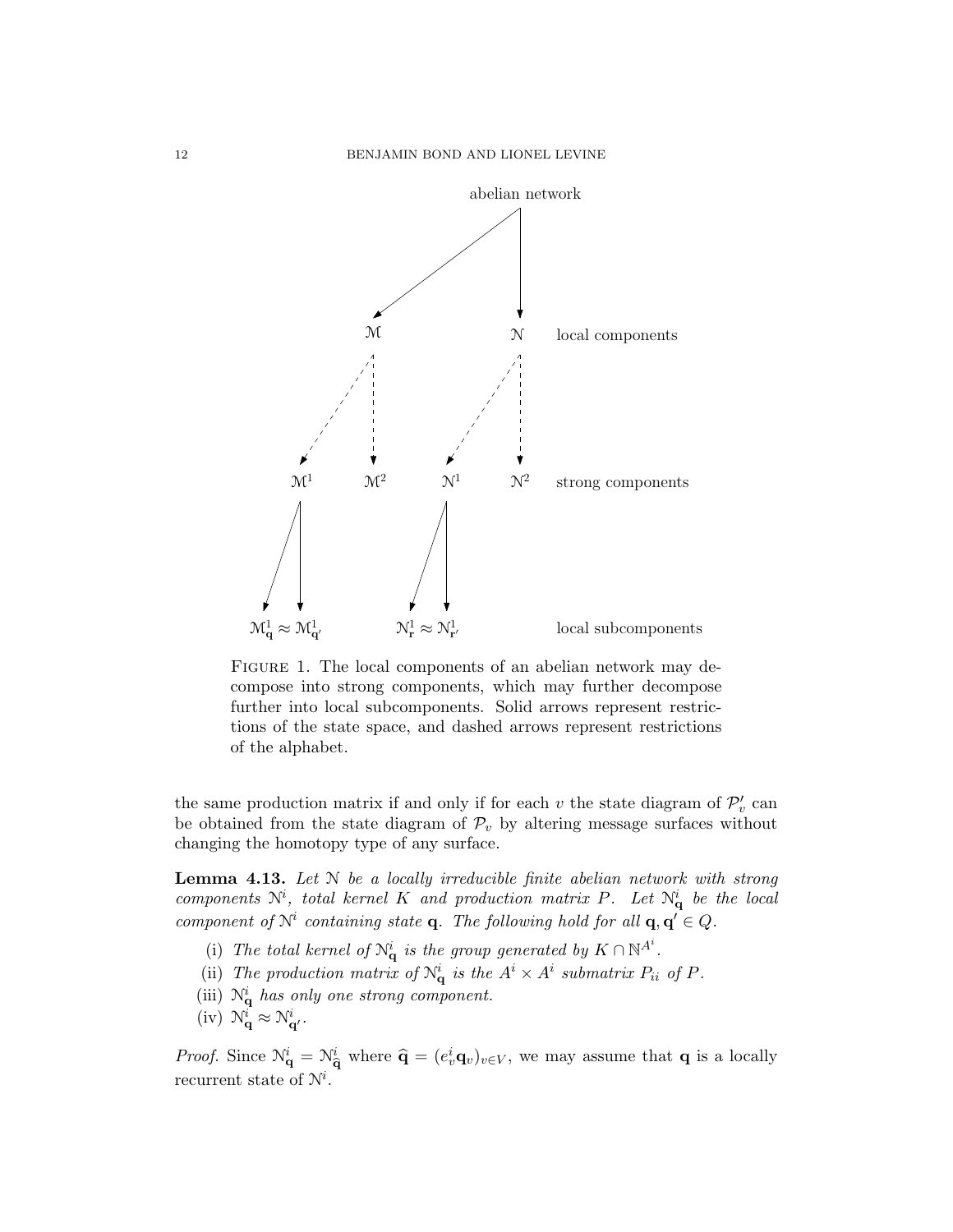abelian network

$\mathcal{M}$ $\mathcal{N}$ local components

$\mathcal{M}^1$ $\mathcal{M}^2$ $\mathcal{N}^1$ $\mathcal{N}^2$ strong components

$\mathcal{M}^1_{\mathbf{q}} \approx \mathcal{M}^1_{\mathbf{q}'}$ $\mathcal{N}^1_{\mathbf{r}} \approx \mathcal{N}^1_{\mathbf{r}'}$ local subcomponents

FIGURE 1. The local components of an abelian network may decompose into strong components, which may further decompose further into local subcomponents. Solid arrows represent restrictions of the state space, and dashed arrows represent restrictions of the alphabet.

the same production matrix if and only if for each $v$ the state diagram of $\mathcal{P}'_v$ can be obtained from the state diagram of $\mathcal{P}_v$ by altering message surfaces without changing the homotopy type of any surface.

**Lemma 4.13.** *Let $\mathcal{N}$ be a locally irreducible finite abelian network with strong components $\mathcal{N}^i$, total kernel $K$ and production matrix $P$. Let $\mathcal{N}^i_{\mathbf{q}}$ be the local component of $\mathcal{N}^i$ containing state $\mathbf{q}$. The following hold for all $\mathbf{q}, \mathbf{q}' \in Q$.*

(i) *The total kernel of $\mathcal{N}^i_{\mathbf{q}}$ is the group generated by $K \cap \mathbb{N}^{A^i}$.*
(ii) *The production matrix of $\mathcal{N}^i_{\mathbf{q}}$ is the $A^i \times A^i$ submatrix $P_{ii}$ of $P$.*
(iii) *$\mathcal{N}^i_{\mathbf{q}}$ has only one strong component.*
(iv) *$\mathcal{N}^i_{\mathbf{q}} \approx \mathcal{N}^i_{\mathbf{q}'}$.*

*Proof.* Since $\mathcal{N}^i_{\mathbf{q}} = \mathcal{N}^i_{\widehat{\mathbf{q}}}$ where $\widehat{\mathbf{q}} = (e^i_v \mathbf{q}_v)_{v \in V}$, we may assume that $\mathbf{q}$ is a locally recurrent state of $\mathcal{N}^i$.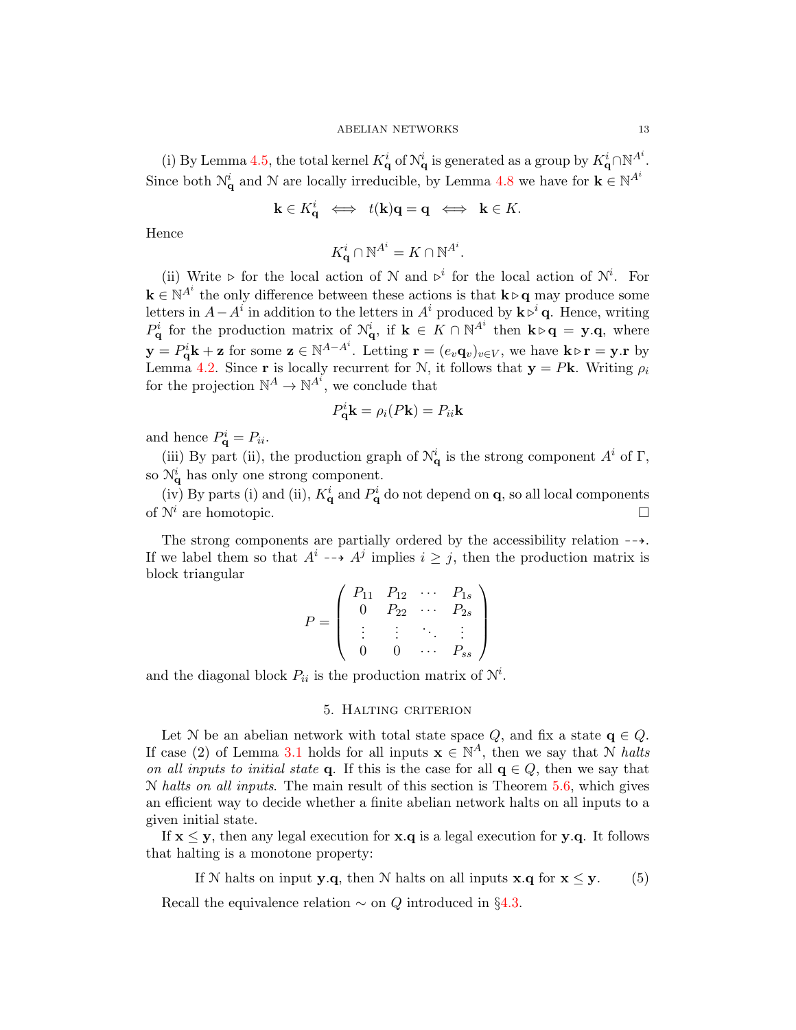(i) By Lemma 4.5, the total kernel $K^i_{\mathbf{q}}$ of $\mathcal{N}^i_{\mathbf{q}}$ is generated as a group by $K^i_{\mathbf{q}} \cap \mathbb{N}^{A^i}$. Since both $\mathcal{N}^i_{\mathbf{q}}$ and $\mathcal{N}$ are locally irreducible, by Lemma 4.8 we have for $\mathbf{k} \in \mathbb{N}^{A^i}$

$$\mathbf{k} \in K^i_{\mathbf{q}} \iff t(\mathbf{k})\mathbf{q} = \mathbf{q} \iff \mathbf{k} \in K.$$

Hence

$$K^i_{\mathbf{q}} \cap \mathbb{N}^{A^i} = K \cap \mathbb{N}^{A^i}.$$

(ii) Write $\triangleright$ for the local action of $\mathcal{N}$ and $\triangleright^i$ for the local action of $\mathcal{N}^i$. For $\mathbf{k} \in \mathbb{N}^{A^i}$ the only difference between these actions is that $\mathbf{k} \triangleright \mathbf{q}$ may produce some letters in $A - A^i$ in addition to the letters in $A^i$ produced by $\mathbf{k} \triangleright^i \mathbf{q}$. Hence, writing $P^i_{\mathbf{q}}$ for the production matrix of $\mathcal{N}^i_{\mathbf{q}}$, if $\mathbf{k} \in K \cap \mathbb{N}^{A^i}$ then $\mathbf{k} \triangleright \mathbf{q} = \mathbf{y}.\mathbf{q}$, where $\mathbf{y} = P^i_{\mathbf{q}}\mathbf{k} + \mathbf{z}$ for some $\mathbf{z} \in \mathbb{N}^{A - A^i}$. Letting $\mathbf{r} = (e_v \mathbf{q}_v)_{v \in V}$, we have $\mathbf{k} \triangleright \mathbf{r} = \mathbf{y}.\mathbf{r}$ by Lemma 4.2. Since $\mathbf{r}$ is locally recurrent for $\mathcal{N}$, it follows that $\mathbf{y} = P\mathbf{k}$. Writing $\rho_i$ for the projection $\mathbb{N}^A \to \mathbb{N}^{A^i}$, we conclude that

$$P^i_{\mathbf{q}}\mathbf{k} = \rho_i(P\mathbf{k}) = P_{ii}\mathbf{k}$$

and hence $P^i_{\mathbf{q}} = P_{ii}$.

(iii) By part (ii), the production graph of $\mathcal{N}^i_{\mathbf{q}}$ is the strong component $A^i$ of $\Gamma$, so $\mathcal{N}^i_{\mathbf{q}}$ has only one strong component.

(iv) By parts (i) and (ii), $K^i_{\mathbf{q}}$ and $P^i_{\mathbf{q}}$ do not depend on $\mathbf{q}$, so all local components of $\mathcal{N}^i$ are homotopic. $\square$

The strong components are partially ordered by the accessibility relation $\dashrightarrow$. If we label them so that $A^i \dashrightarrow A^j$ implies $i \geq j$, then the production matrix is block triangular

$$P = \begin{pmatrix} P_{11} & P_{12} & \cdots & P_{1s} \\ 0 & P_{22} & \cdots & P_{2s} \\ \vdots & \vdots & \ddots & \vdots \\ 0 & 0 & \cdots & P_{ss} \end{pmatrix}$$

and the diagonal block $P_{ii}$ is the production matrix of $\mathcal{N}^i$.

## 5. Halting criterion

Let $\mathcal{N}$ be an abelian network with total state space $Q$, and fix a state $\mathbf{q} \in Q$. If case (2) of Lemma 3.1 holds for all inputs $\mathbf{x} \in \mathbb{N}^A$, then we say that $\mathcal{N}$ *halts on all inputs to initial state* $\mathbf{q}$. If this is the case for all $\mathbf{q} \in Q$, then we say that $\mathcal{N}$ *halts on all inputs*. The main result of this section is Theorem 5.6, which gives an efficient way to decide whether a finite abelian network halts on all inputs to a given initial state.

If $\mathbf{x} \leq \mathbf{y}$, then any legal execution for $\mathbf{x}.\mathbf{q}$ is a legal execution for $\mathbf{y}.\mathbf{q}$. It follows that halting is a monotone property:

$$\text{If } \mathcal{N} \text{ halts on input } \mathbf{y}.\mathbf{q}, \text{ then } \mathcal{N} \text{ halts on all inputs } \mathbf{x}.\mathbf{q} \text{ for } \mathbf{x} \leq \mathbf{y}. \tag{5}$$

Recall the equivalence relation $\sim$ on $Q$ introduced in §4.3.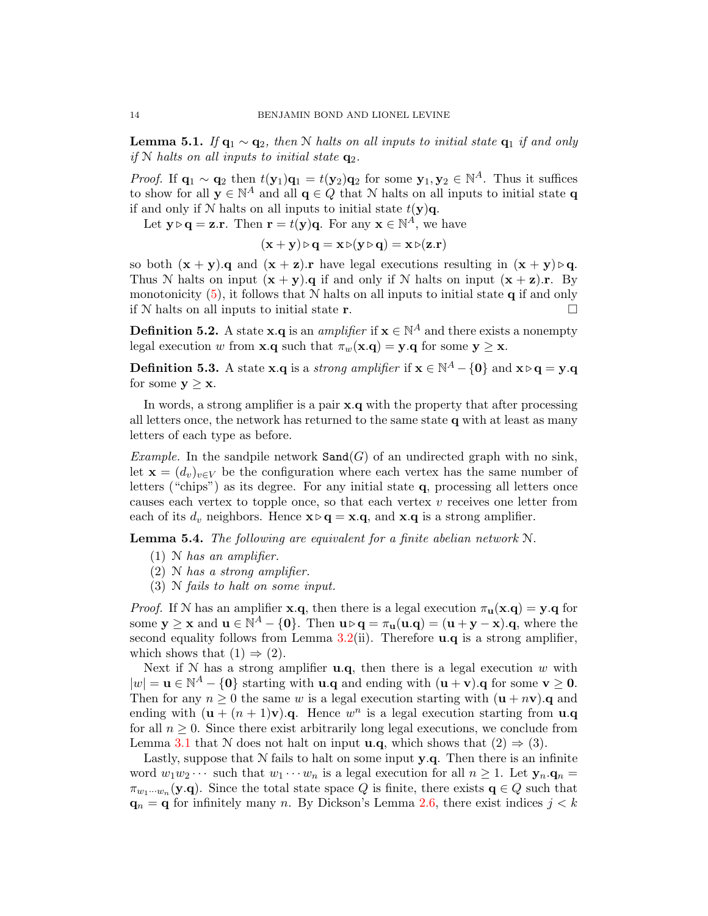**Lemma 5.1.** *If $\mathbf{q}_1 \sim \mathbf{q}_2$, then $\mathcal{N}$ halts on all inputs to initial state $\mathbf{q}_1$ if and only if $\mathcal{N}$ halts on all inputs to initial state $\mathbf{q}_2$.*

*Proof.* If $\mathbf{q}_1 \sim \mathbf{q}_2$ then $t(\mathbf{y}_1)\mathbf{q}_1 = t(\mathbf{y}_2)\mathbf{q}_2$ for some $\mathbf{y}_1, \mathbf{y}_2 \in \mathbb{N}^A$. Thus it suffices to show for all $\mathbf{y} \in \mathbb{N}^A$ and all $\mathbf{q} \in Q$ that $\mathcal{N}$ halts on all inputs to initial state $\mathbf{q}$ if and only if $\mathcal{N}$ halts on all inputs to initial state $t(\mathbf{y})\mathbf{q}$.

Let $\mathbf{y} \triangleright \mathbf{q} = \mathbf{z}.\mathbf{r}$. Then $\mathbf{r} = t(\mathbf{y})\mathbf{q}$. For any $\mathbf{x} \in \mathbb{N}^A$, we have

$$(\mathbf{x}+\mathbf{y}) \triangleright \mathbf{q} = \mathbf{x} \triangleright (\mathbf{y} \triangleright \mathbf{q}) = \mathbf{x} \triangleright (\mathbf{z}.\mathbf{r})$$

so both $(\mathbf{x}+\mathbf{y}).\mathbf{q}$ and $(\mathbf{x}+\mathbf{z}).\mathbf{r}$ have legal executions resulting in $(\mathbf{x}+\mathbf{y}) \triangleright \mathbf{q}$. Thus $\mathcal{N}$ halts on input $(\mathbf{x}+\mathbf{y}).\mathbf{q}$ if and only if $\mathcal{N}$ halts on input $(\mathbf{x}+\mathbf{z}).\mathbf{r}$. By monotonicity (5), it follows that $\mathcal{N}$ halts on all inputs to initial state $\mathbf{q}$ if and only if $\mathcal{N}$ halts on all inputs to initial state $\mathbf{r}$. $\square$

**Definition 5.2.** A state $\mathbf{x}.\mathbf{q}$ is an *amplifier* if $\mathbf{x} \in \mathbb{N}^A$ and there exists a nonempty legal execution $w$ from $\mathbf{x}.\mathbf{q}$ such that $\pi_w(\mathbf{x}.\mathbf{q}) = \mathbf{y}.\mathbf{q}$ for some $\mathbf{y} \geq \mathbf{x}$.

**Definition 5.3.** A state $\mathbf{x}.\mathbf{q}$ is a *strong amplifier* if $\mathbf{x} \in \mathbb{N}^A - \{\mathbf{0}\}$ and $\mathbf{x} \triangleright \mathbf{q} = \mathbf{y}.\mathbf{q}$ for some $\mathbf{y} \geq \mathbf{x}$.

In words, a strong amplifier is a pair $\mathbf{x}.\mathbf{q}$ with the property that after processing all letters once, the network has returned to the same state $\mathbf{q}$ with at least as many letters of each type as before.

*Example.* In the sandpile network $\mathtt{Sand}(G)$ of an undirected graph with no sink, let $\mathbf{x} = (d_v)_{v \in V}$ be the configuration where each vertex has the same number of letters ("chips") as its degree. For any initial state $\mathbf{q}$, processing all letters once causes each vertex to topple once, so that each vertex $v$ receives one letter from each of its $d_v$ neighbors. Hence $\mathbf{x} \triangleright \mathbf{q} = \mathbf{x}.\mathbf{q}$, and $\mathbf{x}.\mathbf{q}$ is a strong amplifier.

**Lemma 5.4.** *The following are equivalent for a finite abelian network $\mathcal{N}$.*

1. *$\mathcal{N}$ has an amplifier.*
2. *$\mathcal{N}$ has a strong amplifier.*
3. *$\mathcal{N}$ fails to halt on some input.*

*Proof.* If $\mathcal{N}$ has an amplifier $\mathbf{x}.\mathbf{q}$, then there is a legal execution $\pi_{\mathbf{u}}(\mathbf{x}.\mathbf{q}) = \mathbf{y}.\mathbf{q}$ for some $\mathbf{y} \geq \mathbf{x}$ and $\mathbf{u} \in \mathbb{N}^A - \{\mathbf{0}\}$. Then $\mathbf{u} \triangleright \mathbf{q} = \pi_{\mathbf{u}}(\mathbf{u}.\mathbf{q}) = (\mathbf{u}+\mathbf{y}-\mathbf{x}).\mathbf{q}$, where the second equality follows from Lemma 3.2(ii). Therefore $\mathbf{u}.\mathbf{q}$ is a strong amplifier, which shows that (1) $\Rightarrow$ (2).

Next if $\mathcal{N}$ has a strong amplifier $\mathbf{u}.\mathbf{q}$, then there is a legal execution $w$ with $|w| = \mathbf{u} \in \mathbb{N}^A - \{\mathbf{0}\}$ starting with $\mathbf{u}.\mathbf{q}$ and ending with $(\mathbf{u}+\mathbf{v}).\mathbf{q}$ for some $\mathbf{v} \geq \mathbf{0}$. Then for any $n \geq 0$ the same $w$ is a legal execution starting with $(\mathbf{u}+n\mathbf{v}).\mathbf{q}$ and ending with $(\mathbf{u}+(n+1)\mathbf{v}).\mathbf{q}$. Hence $w^n$ is a legal execution starting from $\mathbf{u}.\mathbf{q}$ for all $n \geq 0$. Since there exist arbitrarily long legal executions, we conclude from Lemma 3.1 that $\mathcal{N}$ does not halt on input $\mathbf{u}.\mathbf{q}$, which shows that (2) $\Rightarrow$ (3).

Lastly, suppose that $\mathcal{N}$ fails to halt on some input $\mathbf{y}.\mathbf{q}$. Then there is an infinite word $w_1 w_2 \cdots$ such that $w_1 \cdots w_n$ is a legal execution for all $n \geq 1$. Let $\mathbf{y}_n.\mathbf{q}_n = \pi_{w_1 \cdots w_n}(\mathbf{y}.\mathbf{q})$. Since the total state space $Q$ is finite, there exists $\mathbf{q} \in Q$ such that $\mathbf{q}_n = \mathbf{q}$ for infinitely many $n$. By Dickson's Lemma 2.6, there exist indices $j < k$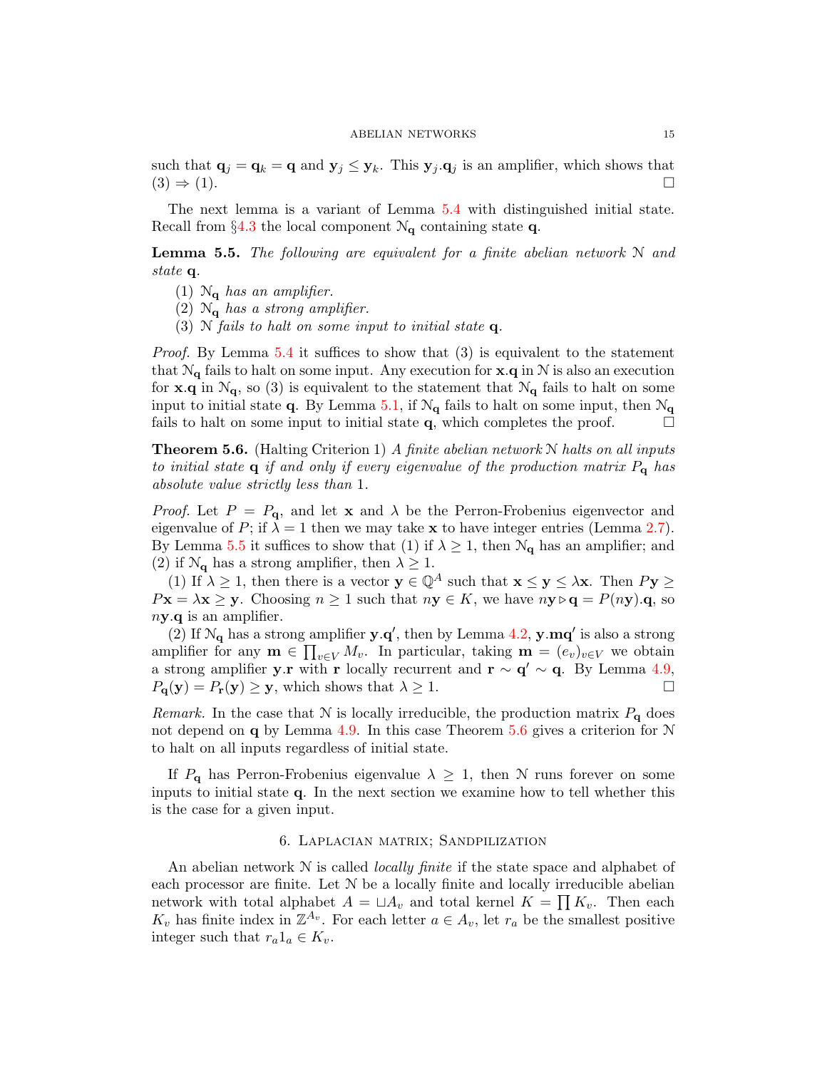such that $\mathbf{q}_j = \mathbf{q}_k = \mathbf{q}$ and $\mathbf{y}_j \leq \mathbf{y}_k$. This $\mathbf{y}_j.\mathbf{q}_j$ is an amplifier, which shows that (3) $\Rightarrow$ (1). $\square$

The next lemma is a variant of Lemma 5.4 with distinguished initial state. Recall from §4.3 the local component $\mathcal{N}_\mathbf{q}$ containing state $\mathbf{q}$.

**Lemma 5.5.** *The following are equivalent for a finite abelian network* $\mathcal{N}$ *and state* $\mathbf{q}$*.*

1. $\mathcal{N}_\mathbf{q}$ *has an amplifier.*
2. $\mathcal{N}_\mathbf{q}$ *has a strong amplifier.*
3. $\mathcal{N}$ *fails to halt on some input to initial state* $\mathbf{q}$*.*

*Proof.* By Lemma 5.4 it suffices to show that (3) is equivalent to the statement that $\mathcal{N}_\mathbf{q}$ fails to halt on some input. Any execution for $\mathbf{x}.\mathbf{q}$ in $\mathcal{N}$ is also an execution for $\mathbf{x}.\mathbf{q}$ in $\mathcal{N}_\mathbf{q}$, so (3) is equivalent to the statement that $\mathcal{N}_\mathbf{q}$ fails to halt on some input to initial state $\mathbf{q}$. By Lemma 5.1, if $\mathcal{N}_\mathbf{q}$ fails to halt on some input, then $\mathcal{N}_\mathbf{q}$ fails to halt on some input to initial state $\mathbf{q}$, which completes the proof. $\square$

**Theorem 5.6.** (Halting Criterion 1) *A finite abelian network* $\mathcal{N}$ *halts on all inputs to initial state* $\mathbf{q}$ *if and only if every eigenvalue of the production matrix* $P_\mathbf{q}$ *has absolute value strictly less than* 1*.*

*Proof.* Let $P = P_\mathbf{q}$, and let $\mathbf{x}$ and $\lambda$ be the Perron-Frobenius eigenvector and eigenvalue of $P$; if $\lambda = 1$ then we may take $\mathbf{x}$ to have integer entries (Lemma 2.7). By Lemma 5.5 it suffices to show that (1) if $\lambda \geq 1$, then $\mathcal{N}_\mathbf{q}$ has an amplifier; and (2) if $\mathcal{N}_\mathbf{q}$ has a strong amplifier, then $\lambda \geq 1$.

(1) If $\lambda \geq 1$, then there is a vector $\mathbf{y} \in \mathbb{Q}^A$ such that $\mathbf{x} \leq \mathbf{y} \leq \lambda \mathbf{x}$. Then $P\mathbf{y} \geq P\mathbf{x} = \lambda \mathbf{x} \geq \mathbf{y}$. Choosing $n \geq 1$ such that $n\mathbf{y} \in K$, we have $n\mathbf{y} \triangleright \mathbf{q} = P(n\mathbf{y}).\mathbf{q}$, so $n\mathbf{y}.\mathbf{q}$ is an amplifier.

(2) If $\mathcal{N}_\mathbf{q}$ has a strong amplifier $\mathbf{y}.\mathbf{q}'$, then by Lemma 4.2, $\mathbf{y}.\mathbf{m}\mathbf{q}'$ is also a strong amplifier for any $\mathbf{m} \in \prod_{v \in V} M_v$. In particular, taking $\mathbf{m} = (e_v)_{v \in V}$ we obtain a strong amplifier $\mathbf{y}.\mathbf{r}$ with $\mathbf{r}$ locally recurrent and $\mathbf{r} \sim \mathbf{q}' \sim \mathbf{q}$. By Lemma 4.9, $P_\mathbf{q}(\mathbf{y}) = P_\mathbf{r}(\mathbf{y}) \geq \mathbf{y}$, which shows that $\lambda \geq 1$. $\square$

*Remark.* In the case that $\mathcal{N}$ is locally irreducible, the production matrix $P_\mathbf{q}$ does not depend on $\mathbf{q}$ by Lemma 4.9. In this case Theorem 5.6 gives a criterion for $\mathcal{N}$ to halt on all inputs regardless of initial state.

If $P_\mathbf{q}$ has Perron-Frobenius eigenvalue $\lambda \geq 1$, then $\mathcal{N}$ runs forever on some inputs to initial state $\mathbf{q}$. In the next section we examine how to tell whether this is the case for a given input.

## 6. Laplacian matrix; Sandpilization

An abelian network $\mathcal{N}$ is called *locally finite* if the state space and alphabet of each processor are finite. Let $\mathcal{N}$ be a locally finite and locally irreducible abelian network with total alphabet $A = \sqcup A_v$ and total kernel $K = \prod K_v$. Then each $K_v$ has finite index in $\mathbb{Z}^{A_v}$. For each letter $a \in A_v$, let $r_a$ be the smallest positive integer such that $r_a 1_a \in K_v$.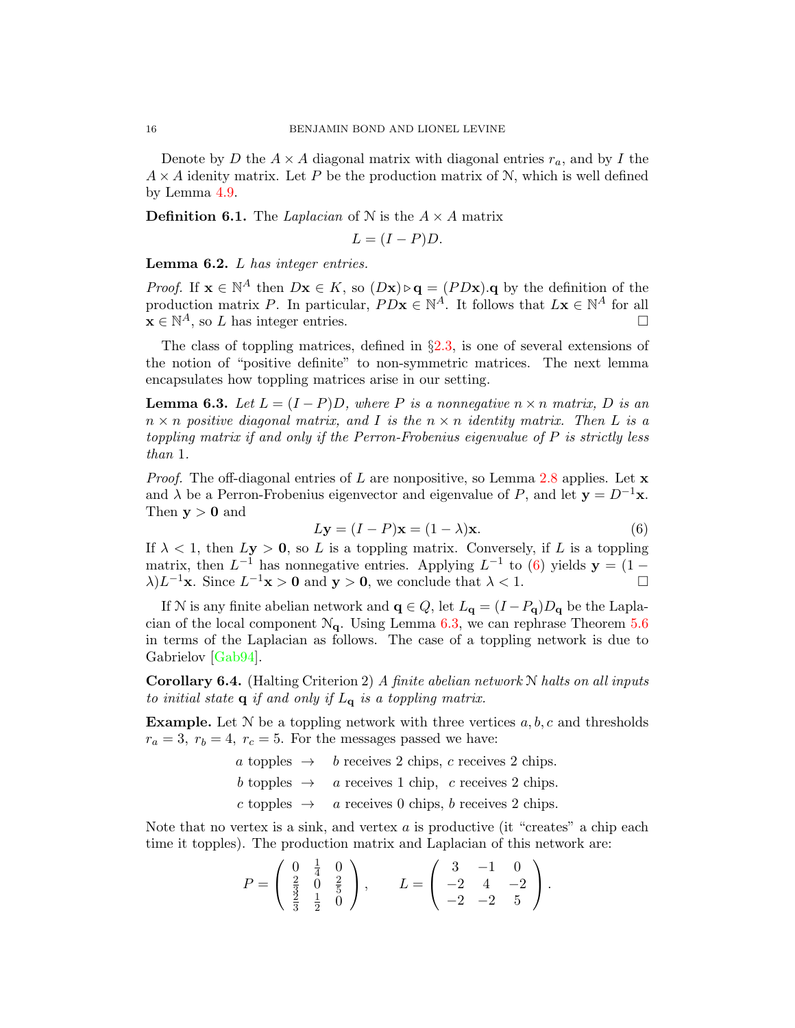Denote by $D$ the $A \times A$ diagonal matrix with diagonal entries $r_a$, and by $I$ the $A \times A$ idenity matrix. Let $P$ be the production matrix of $\mathcal{N}$, which is well defined by Lemma 4.9.

**Definition 6.1.** The *Laplacian* of $\mathcal{N}$ is the $A \times A$ matrix

$$L = (I - P)D.$$

**Lemma 6.2.** *$L$ has integer entries.*

*Proof.* If $\mathbf{x} \in \mathbb{N}^A$ then $D\mathbf{x} \in K$, so $(D\mathbf{x}) \triangleright \mathbf{q} = (PD\mathbf{x}).\mathbf{q}$ by the definition of the production matrix $P$. In particular, $PD\mathbf{x} \in \mathbb{N}^A$. It follows that $L\mathbf{x} \in \mathbb{N}^A$ for all $\mathbf{x} \in \mathbb{N}^A$, so $L$ has integer entries. $\square$

The class of toppling matrices, defined in §2.3, is one of several extensions of the notion of "positive definite" to non-symmetric matrices. The next lemma encapsulates how toppling matrices arise in our setting.

**Lemma 6.3.** *Let $L = (I - P)D$, where $P$ is a nonnegative $n \times n$ matrix, $D$ is an $n \times n$ positive diagonal matrix, and $I$ is the $n \times n$ identity matrix. Then $L$ is a toppling matrix if and only if the Perron-Frobenius eigenvalue of $P$ is strictly less than 1.*

*Proof.* The off-diagonal entries of $L$ are nonpositive, so Lemma 2.8 applies. Let $\mathbf{x}$ and $\lambda$ be a Perron-Frobenius eigenvector and eigenvalue of $P$, and let $\mathbf{y} = D^{-1}\mathbf{x}$. Then $\mathbf{y} > \mathbf{0}$ and

$$L\mathbf{y} = (I - P)\mathbf{x} = (1 - \lambda)\mathbf{x}. \tag{6}$$

If $\lambda < 1$, then $L\mathbf{y} > \mathbf{0}$, so $L$ is a toppling matrix. Conversely, if $L$ is a toppling matrix, then $L^{-1}$ has nonnegative entries. Applying $L^{-1}$ to (6) yields $\mathbf{y} = (1 - \lambda)L^{-1}\mathbf{x}$. Since $L^{-1}\mathbf{x} > \mathbf{0}$ and $\mathbf{y} > \mathbf{0}$, we conclude that $\lambda < 1$. $\square$

If $\mathcal{N}$ is any finite abelian network and $\mathbf{q} \in Q$, let $L_{\mathbf{q}} = (I - P_{\mathbf{q}})D_{\mathbf{q}}$ be the Laplacian of the local component $\mathcal{N}_{\mathbf{q}}$. Using Lemma 6.3, we can rephrase Theorem 5.6 in terms of the Laplacian as follows. The case of a toppling network is due to Gabrielov [Gab94].

**Corollary 6.4.** (Halting Criterion 2) *A finite abelian network $\mathcal{N}$ halts on all inputs to initial state $\mathbf{q}$ if and only if $L_{\mathbf{q}}$ is a toppling matrix.*

**Example.** Let $\mathcal{N}$ be a toppling network with three vertices $a, b, c$ and thresholds $r_a = 3,\ r_b = 4,\ r_c = 5$. For the messages passed we have:

$a$ topples $\rightarrow$ $b$ receives 2 chips, $c$ receives 2 chips.

$b$ topples $\rightarrow$ $a$ receives 1 chip, $c$ receives 2 chips.

$c$ topples $\rightarrow$ $a$ receives 0 chips, $b$ receives 2 chips.

Note that no vertex is a sink, and vertex $a$ is productive (it "creates" a chip each time it topples). The production matrix and Laplacian of this network are:

$$P = \begin{pmatrix} 0 & \frac{1}{4} & 0 \\ \frac{2}{3} & 0 & \frac{2}{5} \\ \frac{2}{3} & \frac{1}{2} & 0 \end{pmatrix}, \qquad L = \begin{pmatrix} 3 & -1 & 0 \\ -2 & 4 & -2 \\ -2 & -2 & 5 \end{pmatrix}.$$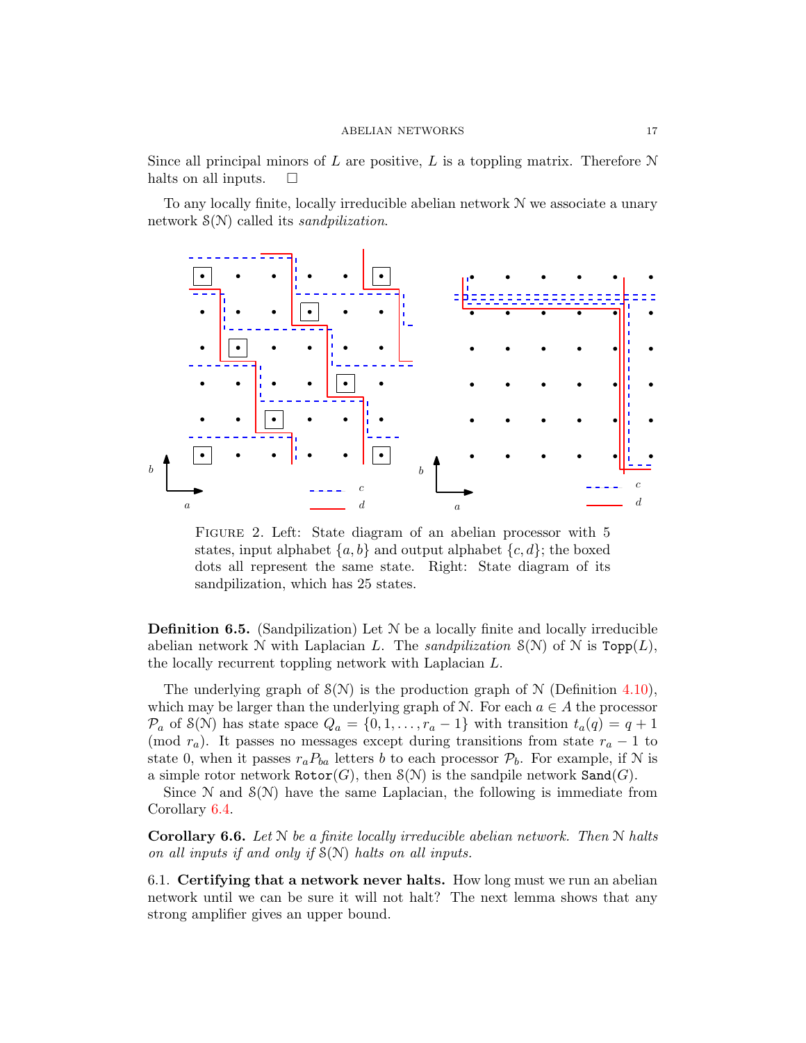Since all principal minors of $L$ are positive, $L$ is a toppling matrix. Therefore $\mathcal{N}$ halts on all inputs. $\square$

To any locally finite, locally irreducible abelian network $\mathcal{N}$ we associate a unary network $\mathcal{S}(\mathcal{N})$ called its *sandpilization*.

FIGURE 2. Left: State diagram of an abelian processor with 5 states, input alphabet $\{a, b\}$ and output alphabet $\{c, d\}$; the boxed dots all represent the same state. Right: State diagram of its sandpilization, which has 25 states.

**Definition 6.5.** (Sandpilization) Let $\mathcal{N}$ be a locally finite and locally irreducible abelian network $\mathcal{N}$ with Laplacian $L$. The *sandpilization* $\mathcal{S}(\mathcal{N})$ of $\mathcal{N}$ is $\texttt{Topp}(L)$, the locally recurrent toppling network with Laplacian $L$.

The underlying graph of $\mathcal{S}(\mathcal{N})$ is the production graph of $\mathcal{N}$ (Definition 4.10), which may be larger than the underlying graph of $\mathcal{N}$. For each $a \in A$ the processor $\mathcal{P}_a$ of $\mathcal{S}(\mathcal{N})$ has state space $Q_a = \{0, 1, \ldots, r_a - 1\}$ with transition $t_a(q) = q + 1 \pmod{r_a}$. It passes no messages except during transitions from state $r_a - 1$ to state 0, when it passes $r_a P_{ba}$ letters $b$ to each processor $\mathcal{P}_b$. For example, if $\mathcal{N}$ is a simple rotor network $\texttt{Rotor}(G)$, then $\mathcal{S}(\mathcal{N})$ is the sandpile network $\texttt{Sand}(G)$.

Since $\mathcal{N}$ and $\mathcal{S}(\mathcal{N})$ have the same Laplacian, the following is immediate from Corollary 6.4.

**Corollary 6.6.** *Let $\mathcal{N}$ be a finite locally irreducible abelian network. Then $\mathcal{N}$ halts on all inputs if and only if $\mathcal{S}(\mathcal{N})$ halts on all inputs.*

6.1. **Certifying that a network never halts.** How long must we run an abelian network until we can be sure it will not halt? The next lemma shows that any strong amplifier gives an upper bound.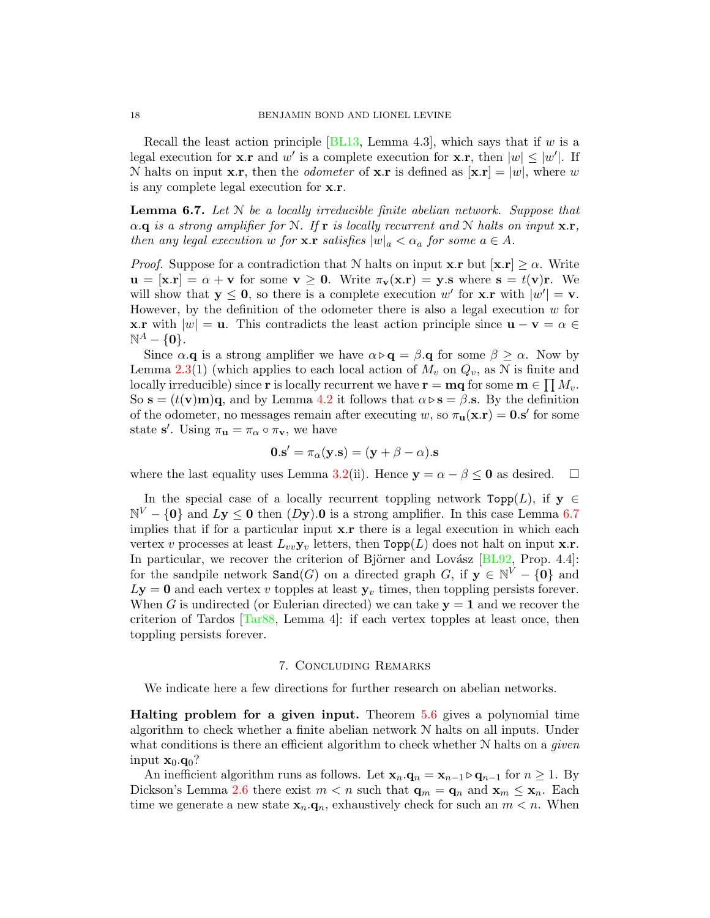Recall the least action principle [BL13, Lemma 4.3], which says that if $w$ is a legal execution for $\mathbf{x}.\mathbf{r}$ and $w'$ is a complete execution for $\mathbf{x}.\mathbf{r}$, then $|w| \le |w'|$. If $\mathcal{N}$ halts on input $\mathbf{x}.\mathbf{r}$, then the *odometer* of $\mathbf{x}.\mathbf{r}$ is defined as $[\mathbf{x}.\mathbf{r}] = |w|$, where $w$ is any complete legal execution for $\mathbf{x}.\mathbf{r}$.

**Lemma 6.7.** *Let $\mathcal{N}$ be a locally irreducible finite abelian network. Suppose that $\alpha.\mathbf{q}$ is a strong amplifier for $\mathcal{N}$. If $\mathbf{r}$ is locally recurrent and $\mathcal{N}$ halts on input $\mathbf{x}.\mathbf{r}$, then any legal execution $w$ for $\mathbf{x}.\mathbf{r}$ satisfies $|w|_a < \alpha_a$ for some $a \in A$.*

*Proof.* Suppose for a contradiction that $\mathcal{N}$ halts on input $\mathbf{x}.\mathbf{r}$ but $[\mathbf{x}.\mathbf{r}] \ge \alpha$. Write $\mathbf{u} = [\mathbf{x}.\mathbf{r}] = \alpha + \mathbf{v}$ for some $\mathbf{v} \ge \mathbf{0}$. Write $\pi_{\mathbf{v}}(\mathbf{x}.\mathbf{r}) = \mathbf{y}.\mathbf{s}$ where $\mathbf{s} = t(\mathbf{v})\mathbf{r}$. We will show that $\mathbf{y} \le \mathbf{0}$, so there is a complete execution $w'$ for $\mathbf{x}.\mathbf{r}$ with $|w'| = \mathbf{v}$. However, by the definition of the odometer there is also a legal execution $w$ for $\mathbf{x}.\mathbf{r}$ with $|w| = \mathbf{u}$. This contradicts the least action principle since $\mathbf{u} - \mathbf{v} = \alpha \in \mathbb{N}^A - \{\mathbf{0}\}$.

Since $\alpha.\mathbf{q}$ is a strong amplifier we have $\alpha \triangleright \mathbf{q} = \beta.\mathbf{q}$ for some $\beta \ge \alpha$. Now by Lemma 2.3(1) (which applies to each local action of $M_v$ on $Q_v$, as $\mathcal{N}$ is finite and locally irreducible) since $\mathbf{r}$ is locally recurrent we have $\mathbf{r} = \mathbf{m}\mathbf{q}$ for some $\mathbf{m} \in \prod M_v$. So $\mathbf{s} = (t(\mathbf{v})\mathbf{m})\mathbf{q}$, and by Lemma 4.2 it follows that $\alpha \triangleright \mathbf{s} = \beta.\mathbf{s}$. By the definition of the odometer, no messages remain after executing $w$, so $\pi_{\mathbf{u}}(\mathbf{x}.\mathbf{r}) = \mathbf{0}.\mathbf{s}'$ for some state $\mathbf{s}'$. Using $\pi_{\mathbf{u}} = \pi_\alpha \circ \pi_{\mathbf{v}}$, we have

$$\mathbf{0}.\mathbf{s}' = \pi_\alpha(\mathbf{y}.\mathbf{s}) = (\mathbf{y} + \beta - \alpha).\mathbf{s}$$

where the last equality uses Lemma 3.2(ii). Hence $\mathbf{y} = \alpha - \beta \le \mathbf{0}$ as desired. $\square$

In the special case of a locally recurrent toppling network $\mathtt{Topp}(L)$, if $\mathbf{y} \in \mathbb{N}^V - \{\mathbf{0}\}$ and $L\mathbf{y} \le \mathbf{0}$ then $(D\mathbf{y}).\mathbf{0}$ is a strong amplifier. In this case Lemma 6.7 implies that if for a particular input $\mathbf{x}.\mathbf{r}$ there is a legal execution in which each vertex $v$ processes at least $L_{vv}\mathbf{y}_v$ letters, then $\mathtt{Topp}(L)$ does not halt on input $\mathbf{x}.\mathbf{r}$. In particular, we recover the criterion of Björner and Lovász [BL92, Prop. 4.4]: for the sandpile network $\mathtt{Sand}(G)$ on a directed graph $G$, if $\mathbf{y} \in \mathbb{N}^V - \{\mathbf{0}\}$ and $L\mathbf{y} = \mathbf{0}$ and each vertex $v$ topples at least $\mathbf{y}_v$ times, then toppling persists forever. When $G$ is undirected (or Eulerian directed) we can take $\mathbf{y} = \mathbf{1}$ and we recover the criterion of Tardos [Tar88, Lemma 4]: if each vertex topples at least once, then toppling persists forever.

## 7. Concluding Remarks

We indicate here a few directions for further research on abelian networks.

**Halting problem for a given input.** Theorem 5.6 gives a polynomial time algorithm to check whether a finite abelian network $\mathcal{N}$ halts on all inputs. Under what conditions is there an efficient algorithm to check whether $\mathcal{N}$ halts on a *given* input $\mathbf{x}_0.\mathbf{q}_0$?

An inefficient algorithm runs as follows. Let $\mathbf{x}_n.\mathbf{q}_n = \mathbf{x}_{n-1} \triangleright \mathbf{q}_{n-1}$ for $n \ge 1$. By Dickson's Lemma 2.6 there exist $m < n$ such that $\mathbf{q}_m = \mathbf{q}_n$ and $\mathbf{x}_m \le \mathbf{x}_n$. Each time we generate a new state $\mathbf{x}_n.\mathbf{q}_n$, exhaustively check for such an $m < n$. When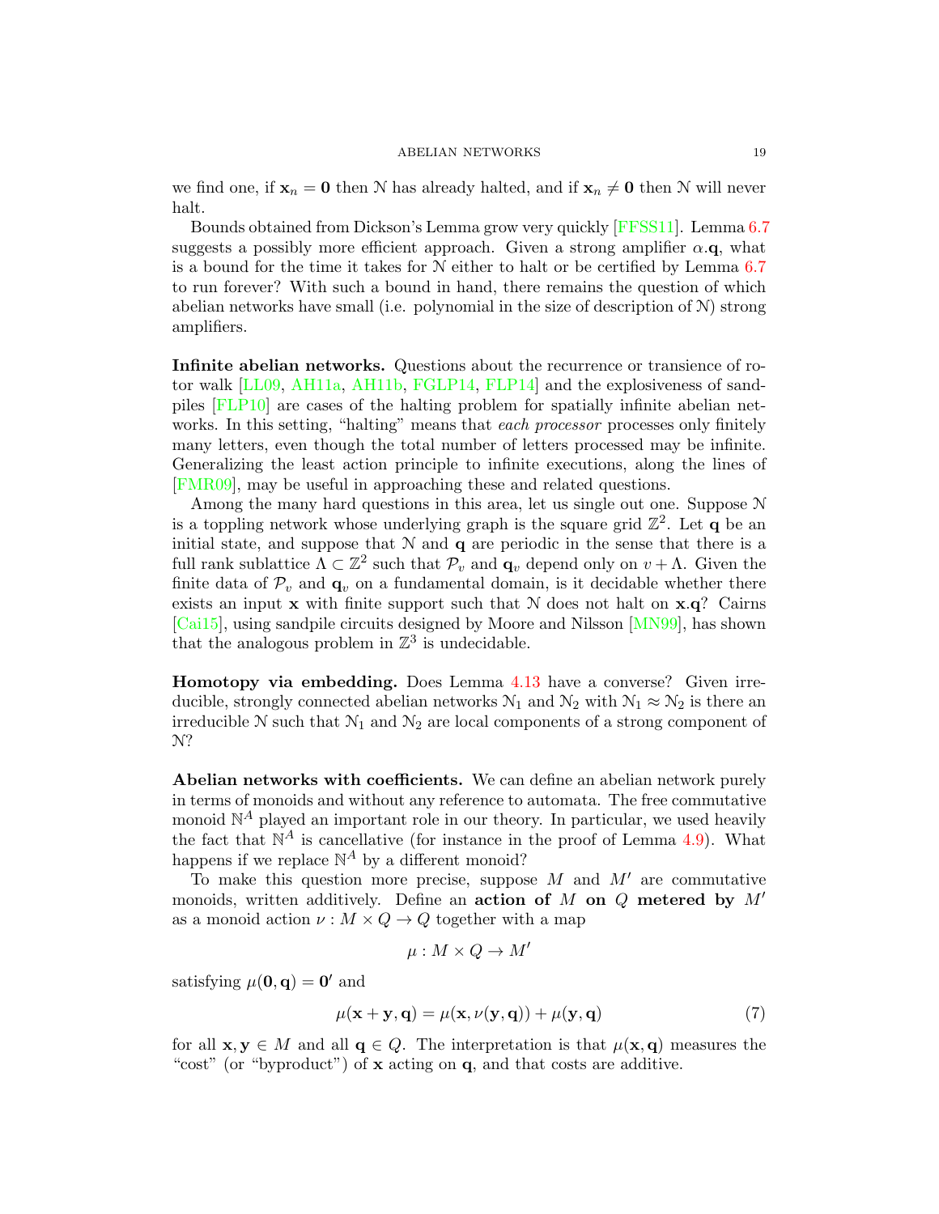we find one, if $\mathbf{x}_n = \mathbf{0}$ then $\mathcal{N}$ has already halted, and if $\mathbf{x}_n \neq \mathbf{0}$ then $\mathcal{N}$ will never halt.

Bounds obtained from Dickson's Lemma grow very quickly [FFSS11]. Lemma 6.7 suggests a possibly more efficient approach. Given a strong amplifier $\alpha.\mathbf{q}$, what is a bound for the time it takes for $\mathcal{N}$ either to halt or be certified by Lemma 6.7 to run forever? With such a bound in hand, there remains the question of which abelian networks have small (i.e. polynomial in the size of description of $\mathcal{N}$) strong amplifiers.

**Infinite abelian networks.** Questions about the recurrence or transience of rotor walk [LL09, AH11a, AH11b, FGLP14, FLP14] and the explosiveness of sandpiles [FLP10] are cases of the halting problem for spatially infinite abelian networks. In this setting, "halting" means that *each processor* processes only finitely many letters, even though the total number of letters processed may be infinite. Generalizing the least action principle to infinite executions, along the lines of [FMR09], may be useful in approaching these and related questions.

Among the many hard questions in this area, let us single out one. Suppose $\mathcal{N}$ is a toppling network whose underlying graph is the square grid $\mathbb{Z}^2$. Let $\mathbf{q}$ be an initial state, and suppose that $\mathcal{N}$ and $\mathbf{q}$ are periodic in the sense that there is a full rank sublattice $\Lambda \subset \mathbb{Z}^2$ such that $\mathcal{P}_v$ and $\mathbf{q}_v$ depend only on $v + \Lambda$. Given the finite data of $\mathcal{P}_v$ and $\mathbf{q}_v$ on a fundamental domain, is it decidable whether there exists an input $\mathbf{x}$ with finite support such that $\mathcal{N}$ does not halt on $\mathbf{x}.\mathbf{q}$? Cairns [Cai15], using sandpile circuits designed by Moore and Nilsson [MN99], has shown that the analogous problem in $\mathbb{Z}^3$ is undecidable.

**Homotopy via embedding.** Does Lemma 4.13 have a converse? Given irreducible, strongly connected abelian networks $\mathcal{N}_1$ and $\mathcal{N}_2$ with $\mathcal{N}_1 \approx \mathcal{N}_2$ is there an irreducible $\mathcal{N}$ such that $\mathcal{N}_1$ and $\mathcal{N}_2$ are local components of a strong component of $\mathcal{N}$?

**Abelian networks with coefficients.** We can define an abelian network purely in terms of monoids and without any reference to automata. The free commutative monoid $\mathbb{N}^A$ played an important role in our theory. In particular, we used heavily the fact that $\mathbb{N}^A$ is cancellative (for instance in the proof of Lemma 4.9). What happens if we replace $\mathbb{N}^A$ by a different monoid?

To make this question more precise, suppose $M$ and $M'$ are commutative monoids, written additively. Define an **action of $M$ on $Q$ metered by $M'$** as a monoid action $\nu : M \times Q \to Q$ together with a map

$$\mu : M \times Q \to M'$$

satisfying $\mu(\mathbf{0}, \mathbf{q}) = \mathbf{0}'$ and

$$\mu(\mathbf{x} + \mathbf{y}, \mathbf{q}) = \mu(\mathbf{x}, \nu(\mathbf{y}, \mathbf{q})) + \mu(\mathbf{y}, \mathbf{q}) \tag{7}$$

for all $\mathbf{x}, \mathbf{y} \in M$ and all $\mathbf{q} \in Q$. The interpretation is that $\mu(\mathbf{x}, \mathbf{q})$ measures the "cost" (or "byproduct") of $\mathbf{x}$ acting on $\mathbf{q}$, and that costs are additive.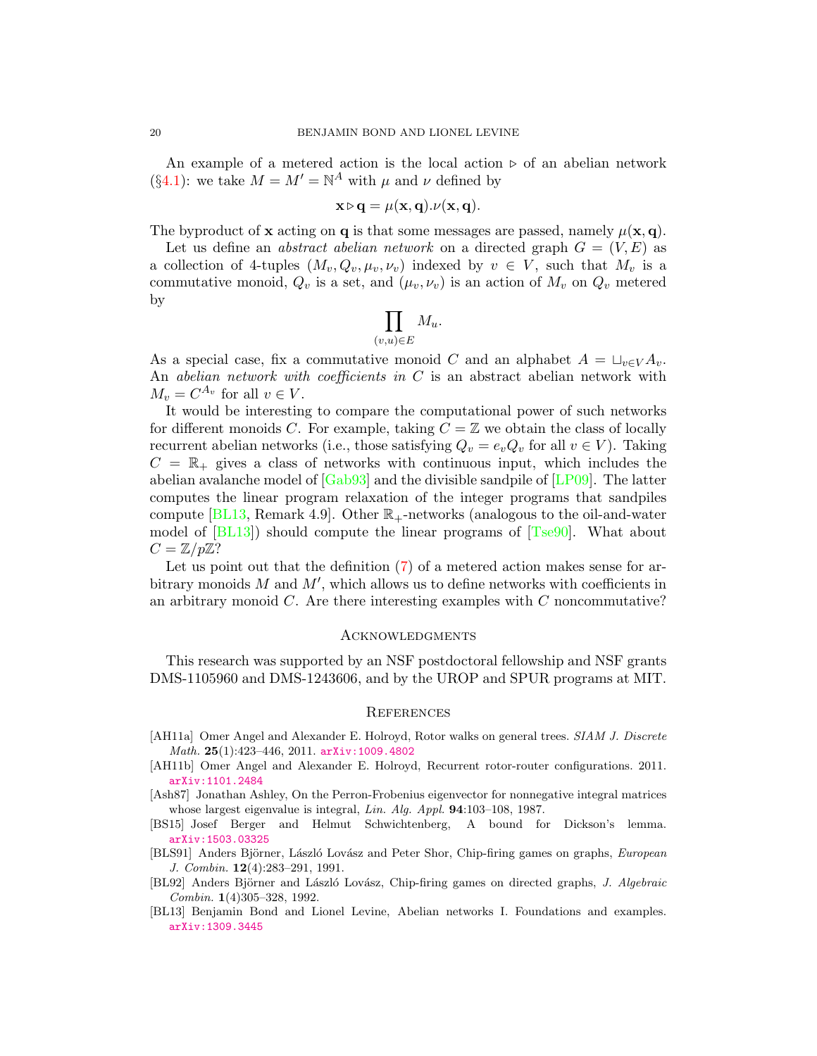An example of a metered action is the local action $\triangleright$ of an abelian network (§4.1): we take $M = M' = \mathbb{N}^A$ with $\mu$ and $\nu$ defined by

$$\mathbf{x} \triangleright \mathbf{q} = \mu(\mathbf{x}, \mathbf{q}).\nu(\mathbf{x}, \mathbf{q}).$$

The byproduct of $\mathbf{x}$ acting on $\mathbf{q}$ is that some messages are passed, namely $\mu(\mathbf{x}, \mathbf{q})$.

Let us define an *abstract abelian network* on a directed graph $G = (V, E)$ as a collection of 4-tuples $(M_v, Q_v, \mu_v, \nu_v)$ indexed by $v \in V$, such that $M_v$ is a commutative monoid, $Q_v$ is a set, and $(\mu_v, \nu_v)$ is an action of $M_v$ on $Q_v$ metered by

$$\prod_{(v,u) \in E} M_u.$$

As a special case, fix a commutative monoid $C$ and an alphabet $A = \sqcup_{v \in V} A_v$. An *abelian network with coefficients in* $C$ is an abstract abelian network with $M_v = C^{A_v}$ for all $v \in V$.

It would be interesting to compare the computational power of such networks for different monoids $C$. For example, taking $C = \mathbb{Z}$ we obtain the class of locally recurrent abelian networks (i.e., those satisfying $Q_v = e_v Q_v$ for all $v \in V$). Taking $C = \mathbb{R}_+$ gives a class of networks with continuous input, which includes the abelian avalanche model of [Gab93] and the divisible sandpile of [LP09]. The latter computes the linear program relaxation of the integer programs that sandpiles compute [BL13, Remark 4.9]. Other $\mathbb{R}_+$-networks (analogous to the oil-and-water model of [BL13]) should compute the linear programs of [Tse90]. What about $C = \mathbb{Z}/p\mathbb{Z}$?

Let us point out that the definition (7) of a metered action makes sense for arbitrary monoids $M$ and $M'$, which allows us to define networks with coefficients in an arbitrary monoid $C$. Are there interesting examples with $C$ noncommutative?

## Acknowledgments

This research was supported by an NSF postdoctoral fellowship and NSF grants DMS-1105960 and DMS-1243606, and by the UROP and SPUR programs at MIT.

## References

- [AH11a] Omer Angel and Alexander E. Holroyd, Rotor walks on general trees. *SIAM J. Discrete Math.* **25**(1):423–446, 2011. arXiv:1009.4802
- [AH11b] Omer Angel and Alexander E. Holroyd, Recurrent rotor-router configurations. 2011. arXiv:1101.2484
- [Ash87] Jonathan Ashley, On the Perron-Frobenius eigenvector for nonnegative integral matrices whose largest eigenvalue is integral, *Lin. Alg. Appl.* **94**:103–108, 1987.
- [BS15] Josef Berger and Helmut Schwichtenberg, A bound for Dickson's lemma. arXiv:1503.03325
- [BLS91] Anders Björner, László Lovász and Peter Shor, Chip-firing games on graphs, *European J. Combin.* **12**(4):283–291, 1991.
- [BL92] Anders Björner and László Lovász, Chip-firing games on directed graphs, *J. Algebraic Combin.* **1**(4)305–328, 1992.
- [BL13] Benjamin Bond and Lionel Levine, Abelian networks I. Foundations and examples. arXiv:1309.3445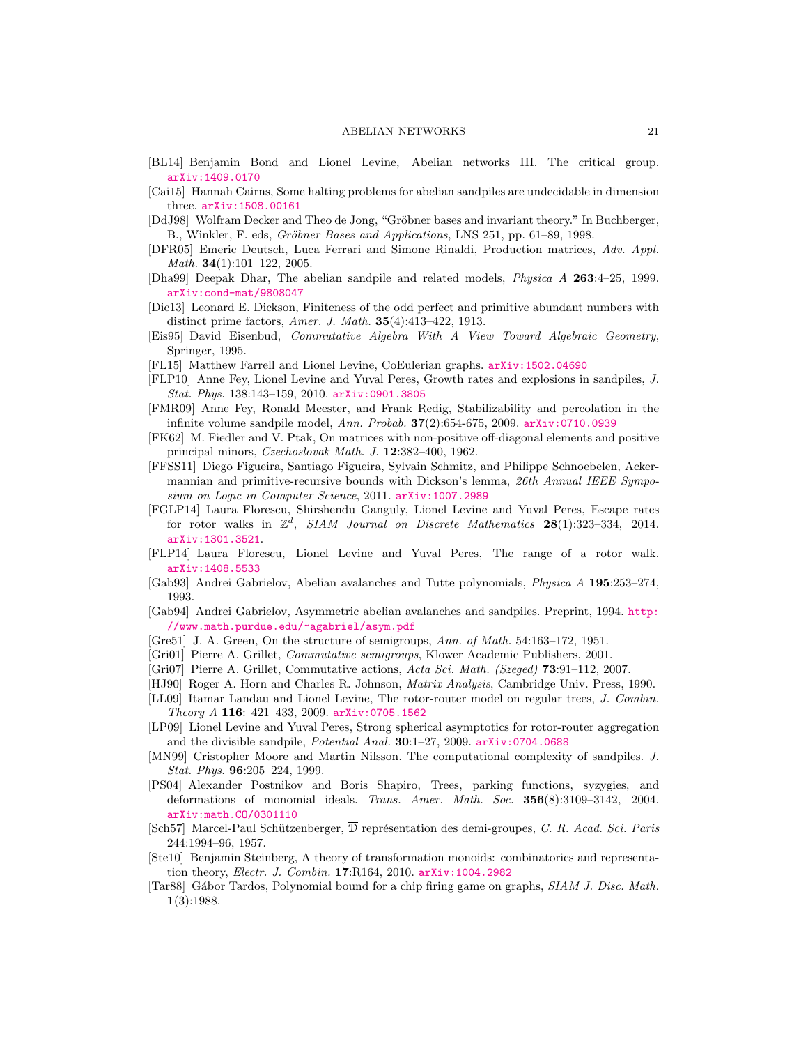[BL14] Benjamin Bond and Lionel Levine, Abelian networks III. The critical group. arXiv:1409.0170

[Cai15] Hannah Cairns, Some halting problems for abelian sandpiles are undecidable in dimension three. arXiv:1508.00161

[DdJ98] Wolfram Decker and Theo de Jong, "Gröbner bases and invariant theory." In Buchberger, B., Winkler, F. eds, *Gröbner Bases and Applications*, LNS 251, pp. 61–89, 1998.

[DFR05] Emeric Deutsch, Luca Ferrari and Simone Rinaldi, Production matrices, *Adv. Appl. Math.* **34**(1):101–122, 2005.

[Dha99] Deepak Dhar, The abelian sandpile and related models, *Physica A* **263**:4–25, 1999. arXiv:cond-mat/9808047

[Dic13] Leonard E. Dickson, Finiteness of the odd perfect and primitive abundant numbers with distinct prime factors, *Amer. J. Math.* **35**(4):413–422, 1913.

[Eis95] David Eisenbud, *Commutative Algebra With A View Toward Algebraic Geometry*, Springer, 1995.

[FL15] Matthew Farrell and Lionel Levine, CoEulerian graphs. arXiv:1502.04690

[FLP10] Anne Fey, Lionel Levine and Yuval Peres, Growth rates and explosions in sandpiles, *J. Stat. Phys.* 138:143–159, 2010. arXiv:0901.3805

[FMR09] Anne Fey, Ronald Meester, and Frank Redig, Stabilizability and percolation in the infinite volume sandpile model, *Ann. Probab.* **37**(2):654-675, 2009. arXiv:0710.0939

[FK62] M. Fiedler and V. Ptak, On matrices with non-positive off-diagonal elements and positive principal minors, *Czechoslovak Math. J.* **12**:382–400, 1962.

[FFSS11] Diego Figueira, Santiago Figueira, Sylvain Schmitz, and Philippe Schnoebelen, Ackermannian and primitive-recursive bounds with Dickson's lemma, *26th Annual IEEE Symposium on Logic in Computer Science*, 2011. arXiv:1007.2989

[FGLP14] Laura Florescu, Shirshendu Ganguly, Lionel Levine and Yuval Peres, Escape rates for rotor walks in $\mathbb{Z}^d$, *SIAM Journal on Discrete Mathematics* **28**(1):323–334, 2014. arXiv:1301.3521.

[FLP14] Laura Florescu, Lionel Levine and Yuval Peres, The range of a rotor walk. arXiv:1408.5533

[Gab93] Andrei Gabrielov, Abelian avalanches and Tutte polynomials, *Physica A* **195**:253–274, 1993.

[Gab94] Andrei Gabrielov, Asymmetric abelian avalanches and sandpiles. Preprint, 1994. http://www.math.purdue.edu/~agabriel/asym.pdf

[Gre51] J. A. Green, On the structure of semigroups, *Ann. of Math.* 54:163–172, 1951.

[Gri01] Pierre A. Grillet, *Commutative semigroups*, Klower Academic Publishers, 2001.

[Gri07] Pierre A. Grillet, Commutative actions, *Acta Sci. Math. (Szeged)* **73**:91–112, 2007.

[HJ90] Roger A. Horn and Charles R. Johnson, *Matrix Analysis*, Cambridge Univ. Press, 1990.

[LL09] Itamar Landau and Lionel Levine, The rotor-router model on regular trees, *J. Combin. Theory A* **116**: 421–433, 2009. arXiv:0705.1562

[LP09] Lionel Levine and Yuval Peres, Strong spherical asymptotics for rotor-router aggregation and the divisible sandpile, *Potential Anal.* **30**:1–27, 2009. arXiv:0704.0688

[MN99] Cristopher Moore and Martin Nilsson. The computational complexity of sandpiles. *J. Stat. Phys.* **96**:205–224, 1999.

[PS04] Alexander Postnikov and Boris Shapiro, Trees, parking functions, syzygies, and deformations of monomial ideals. *Trans. Amer. Math. Soc.* **356**(8):3109–3142, 2004. arXiv:math.CO/0301110

[Sch57] Marcel-Paul Schützenberger, $\overline{\mathfrak{D}}$ représentation des demi-groupes, *C. R. Acad. Sci. Paris* 244:1994–96, 1957.

[Ste10] Benjamin Steinberg, A theory of transformation monoids: combinatorics and representation theory, *Electr. J. Combin.* **17**:R164, 2010. arXiv:1004.2982

[Tar88] Gábor Tardos, Polynomial bound for a chip firing game on graphs, *SIAM J. Disc. Math.* **1**(3):1988.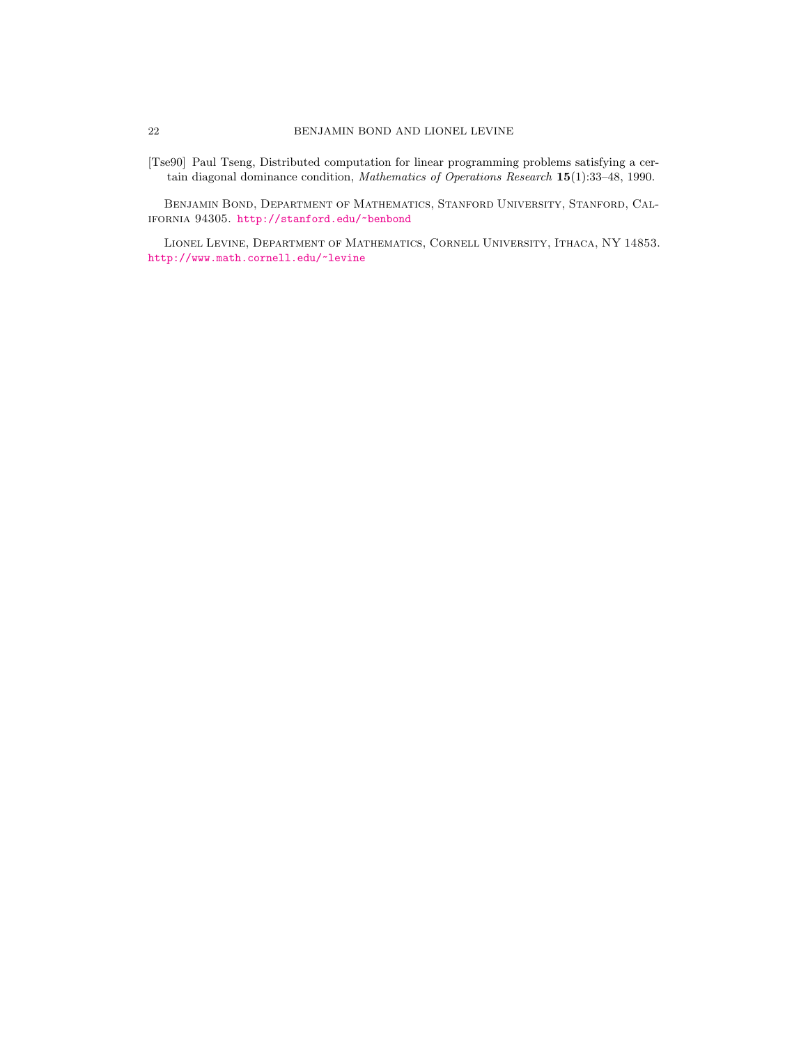[Tse90] Paul Tseng, Distributed computation for linear programming problems satisfying a certain diagonal dominance condition, *Mathematics of Operations Research* **15**(1):33–48, 1990.

Benjamin Bond, Department of Mathematics, Stanford University, Stanford, California 94305. http://stanford.edu/~benbond

Lionel Levine, Department of Mathematics, Cornell University, Ithaca, NY 14853. http://www.math.cornell.edu/~levine